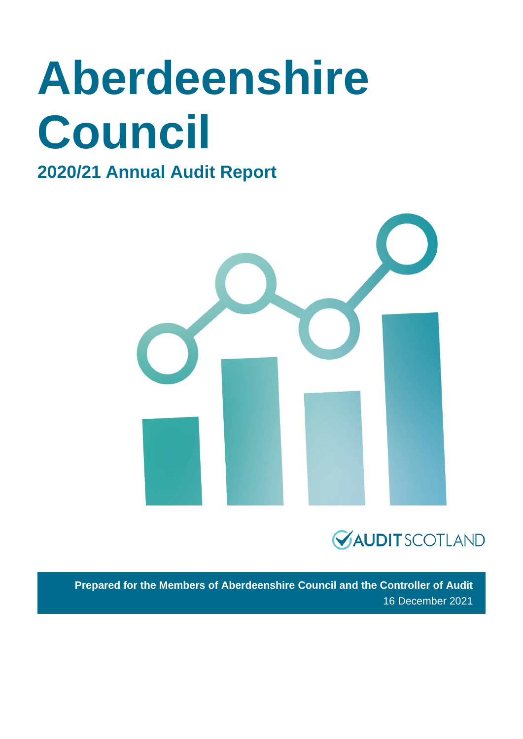# Aberdeenshire Council

## 2020/21 Annual Audit Report

AUDIT SCOTLAND

**Prepared for the Members of Aberdeenshire Council and the Controller of Audit**

16 December 2021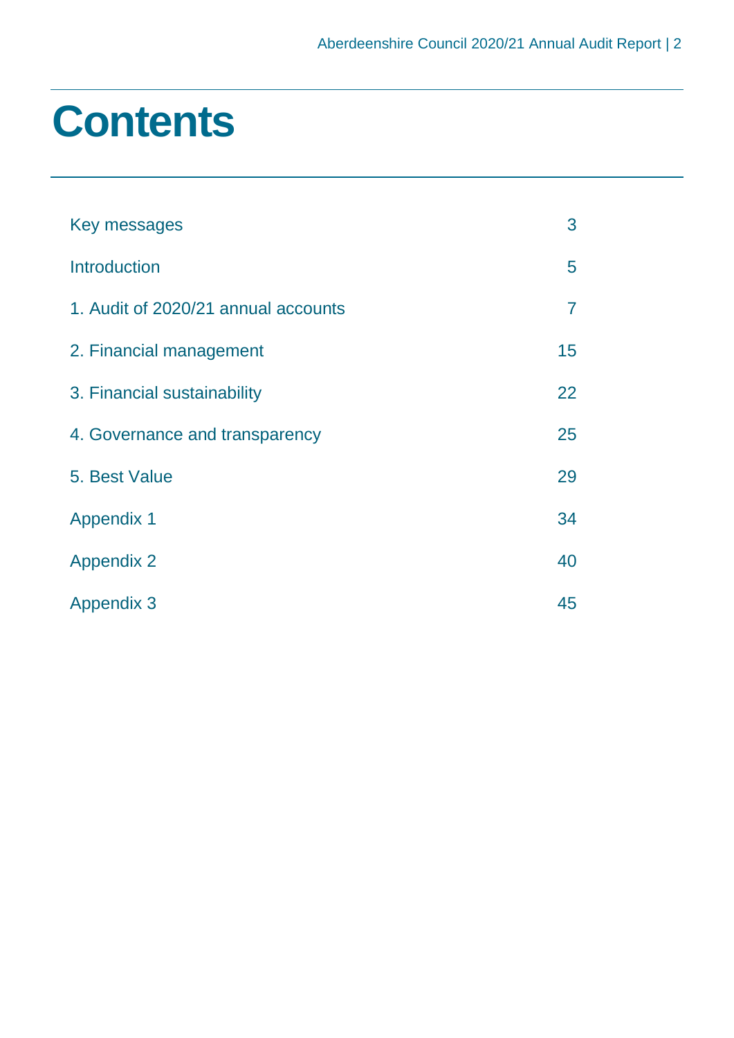# Contents

| | |
|---|---|
| Key messages | 3 |
| Introduction | 5 |
| 1. Audit of 2020/21 annual accounts | 7 |
| 2. Financial management | 15 |
| 3. Financial sustainability | 22 |
| 4. Governance and transparency | 25 |
| 5. Best Value | 29 |
| Appendix 1 | 34 |
| Appendix 2 | 40 |
| Appendix 3 | 45 |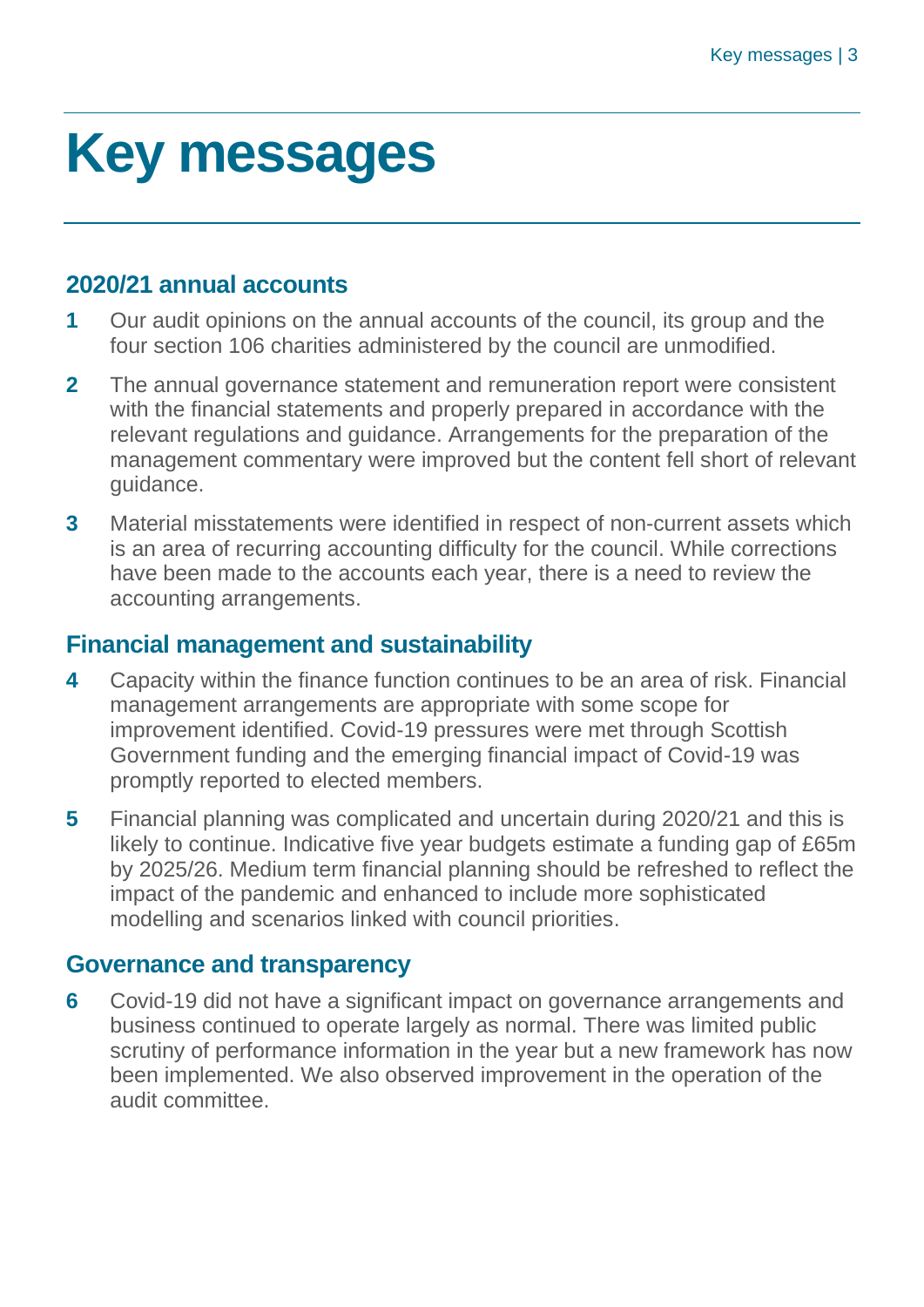# Key messages

## 2020/21 annual accounts

**1** Our audit opinions on the annual accounts of the council, its group and the four section 106 charities administered by the council are unmodified.

**2** The annual governance statement and remuneration report were consistent with the financial statements and properly prepared in accordance with the relevant regulations and guidance. Arrangements for the preparation of the management commentary were improved but the content fell short of relevant guidance.

**3** Material misstatements were identified in respect of non-current assets which is an area of recurring accounting difficulty for the council. While corrections have been made to the accounts each year, there is a need to review the accounting arrangements.

## Financial management and sustainability

**4** Capacity within the finance function continues to be an area of risk. Financial management arrangements are appropriate with some scope for improvement identified. Covid-19 pressures were met through Scottish Government funding and the emerging financial impact of Covid-19 was promptly reported to elected members.

**5** Financial planning was complicated and uncertain during 2020/21 and this is likely to continue. Indicative five year budgets estimate a funding gap of £65m by 2025/26. Medium term financial planning should be refreshed to reflect the impact of the pandemic and enhanced to include more sophisticated modelling and scenarios linked with council priorities.

## Governance and transparency

**6** Covid-19 did not have a significant impact on governance arrangements and business continued to operate largely as normal. There was limited public scrutiny of performance information in the year but a new framework has now been implemented. We also observed improvement in the operation of the audit committee.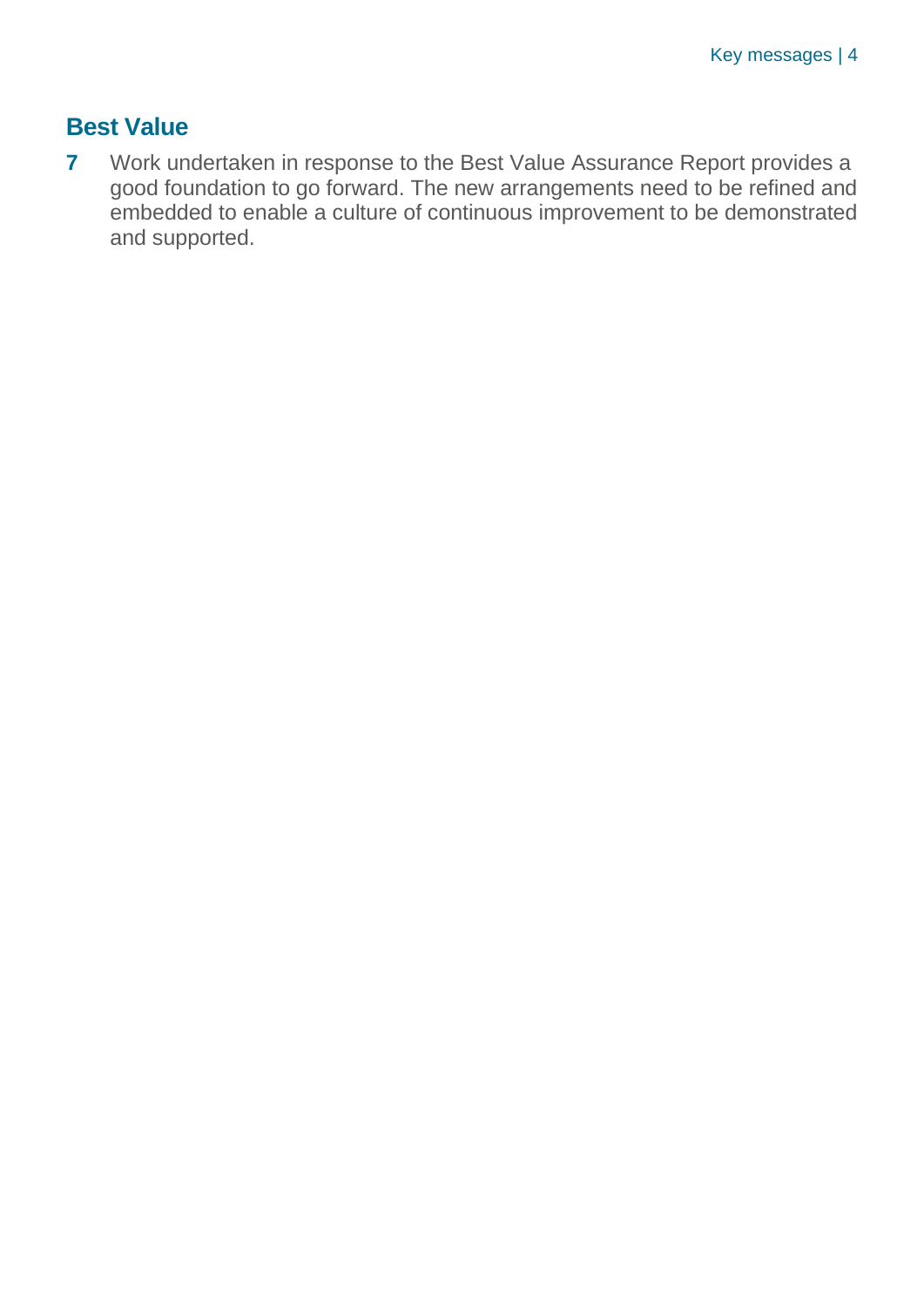## Best Value

**7** Work undertaken in response to the Best Value Assurance Report provides a good foundation to go forward. The new arrangements need to be refined and embedded to enable a culture of continuous improvement to be demonstrated and supported.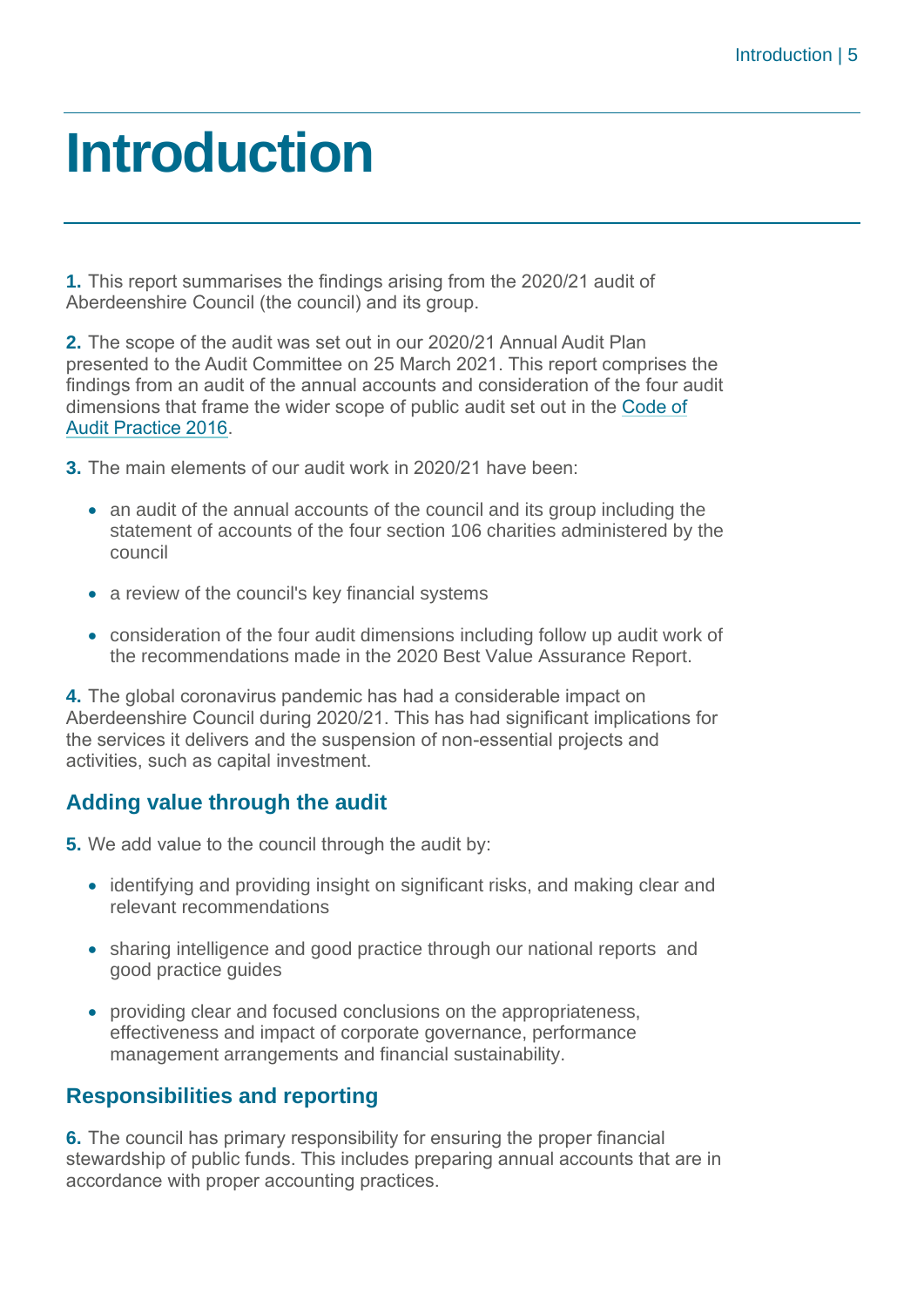# Introduction

**1.** This report summarises the findings arising from the 2020/21 audit of Aberdeenshire Council (the council) and its group.

**2.** The scope of the audit was set out in our 2020/21 Annual Audit Plan presented to the Audit Committee on 25 March 2021. This report comprises the findings from an audit of the annual accounts and consideration of the four audit dimensions that frame the wider scope of public audit set out in the Code of Audit Practice 2016.

**3.** The main elements of our audit work in 2020/21 have been:

- an audit of the annual accounts of the council and its group including the statement of accounts of the four section 106 charities administered by the council
- a review of the council's key financial systems
- consideration of the four audit dimensions including follow up audit work of the recommendations made in the 2020 Best Value Assurance Report.

**4.** The global coronavirus pandemic has had a considerable impact on Aberdeenshire Council during 2020/21. This has had significant implications for the services it delivers and the suspension of non-essential projects and activities, such as capital investment.

## Adding value through the audit

**5.** We add value to the council through the audit by:

- identifying and providing insight on significant risks, and making clear and relevant recommendations
- sharing intelligence and good practice through our national reports and good practice guides
- providing clear and focused conclusions on the appropriateness, effectiveness and impact of corporate governance, performance management arrangements and financial sustainability.

## Responsibilities and reporting

**6.** The council has primary responsibility for ensuring the proper financial stewardship of public funds. This includes preparing annual accounts that are in accordance with proper accounting practices.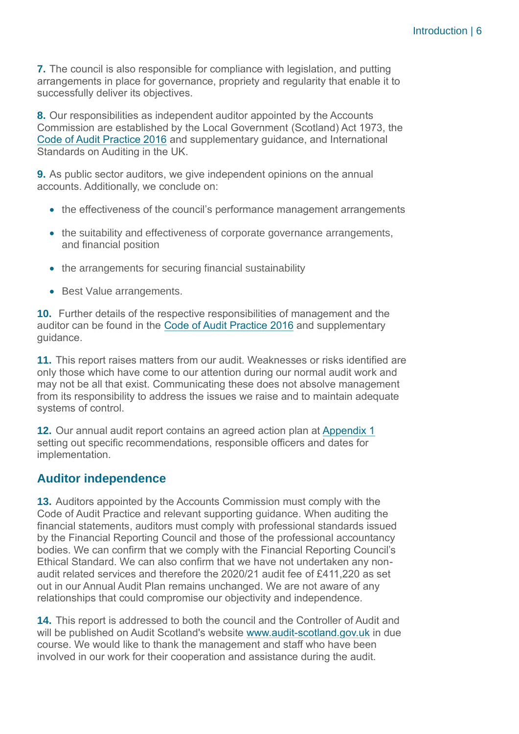**7.** The council is also responsible for compliance with legislation, and putting arrangements in place for governance, propriety and regularity that enable it to successfully deliver its objectives.

**8.** Our responsibilities as independent auditor appointed by the Accounts Commission are established by the Local Government (Scotland) Act 1973, the Code of Audit Practice 2016 and supplementary guidance, and International Standards on Auditing in the UK.

**9.** As public sector auditors, we give independent opinions on the annual accounts. Additionally, we conclude on:

- the effectiveness of the council's performance management arrangements
- the suitability and effectiveness of corporate governance arrangements, and financial position
- the arrangements for securing financial sustainability
- Best Value arrangements.

**10.** Further details of the respective responsibilities of management and the auditor can be found in the Code of Audit Practice 2016 and supplementary guidance.

**11.** This report raises matters from our audit. Weaknesses or risks identified are only those which have come to our attention during our normal audit work and may not be all that exist. Communicating these does not absolve management from its responsibility to address the issues we raise and to maintain adequate systems of control.

**12.** Our annual audit report contains an agreed action plan at Appendix 1 setting out specific recommendations, responsible officers and dates for implementation.

## Auditor independence

**13.** Auditors appointed by the Accounts Commission must comply with the Code of Audit Practice and relevant supporting guidance. When auditing the financial statements, auditors must comply with professional standards issued by the Financial Reporting Council and those of the professional accountancy bodies. We can confirm that we comply with the Financial Reporting Council's Ethical Standard. We can also confirm that we have not undertaken any non-audit related services and therefore the 2020/21 audit fee of £411,220 as set out in our Annual Audit Plan remains unchanged. We are not aware of any relationships that could compromise our objectivity and independence.

**14.** This report is addressed to both the council and the Controller of Audit and will be published on Audit Scotland's website www.audit-scotland.gov.uk in due course. We would like to thank the management and staff who have been involved in our work for their cooperation and assistance during the audit.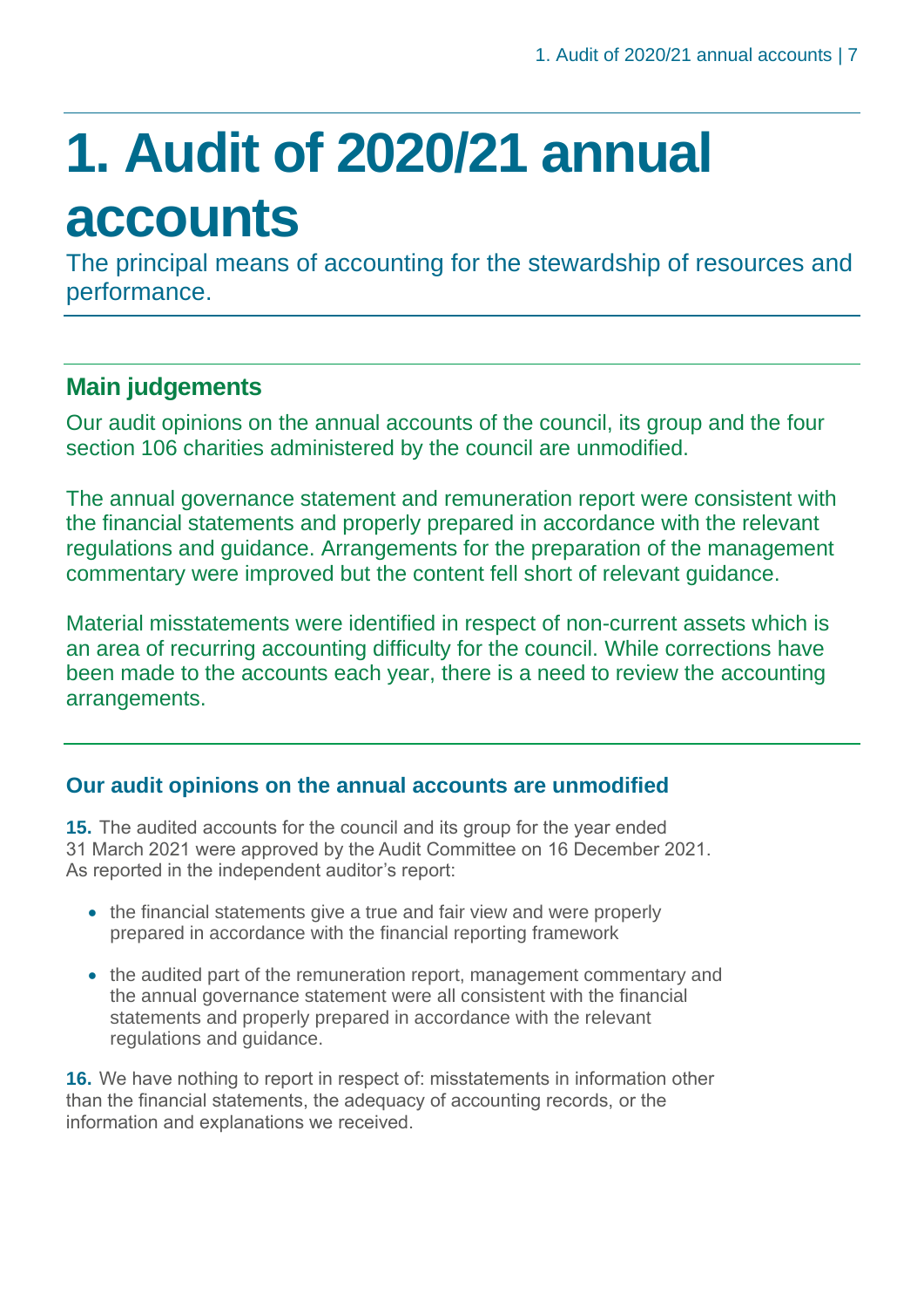# 1. Audit of 2020/21 annual accounts

The principal means of accounting for the stewardship of resources and performance.

## Main judgements

Our audit opinions on the annual accounts of the council, its group and the four section 106 charities administered by the council are unmodified.

The annual governance statement and remuneration report were consistent with the financial statements and properly prepared in accordance with the relevant regulations and guidance. Arrangements for the preparation of the management commentary were improved but the content fell short of relevant guidance.

Material misstatements were identified in respect of non-current assets which is an area of recurring accounting difficulty for the council. While corrections have been made to the accounts each year, there is a need to review the accounting arrangements.

### Our audit opinions on the annual accounts are unmodified

**15.** The audited accounts for the council and its group for the year ended 31 March 2021 were approved by the Audit Committee on 16 December 2021. As reported in the independent auditor's report:

- the financial statements give a true and fair view and were properly prepared in accordance with the financial reporting framework
- the audited part of the remuneration report, management commentary and the annual governance statement were all consistent with the financial statements and properly prepared in accordance with the relevant regulations and guidance.

**16.** We have nothing to report in respect of: misstatements in information other than the financial statements, the adequacy of accounting records, or the information and explanations we received.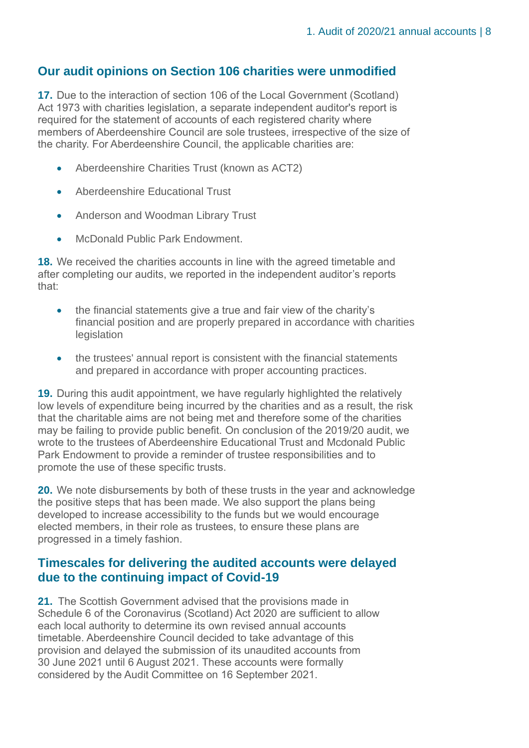## Our audit opinions on Section 106 charities were unmodified

**17.** Due to the interaction of section 106 of the Local Government (Scotland) Act 1973 with charities legislation, a separate independent auditor's report is required for the statement of accounts of each registered charity where members of Aberdeenshire Council are sole trustees, irrespective of the size of the charity. For Aberdeenshire Council, the applicable charities are:

- Aberdeenshire Charities Trust (known as ACT2)
- Aberdeenshire Educational Trust
- Anderson and Woodman Library Trust
- McDonald Public Park Endowment.

**18.** We received the charities accounts in line with the agreed timetable and after completing our audits, we reported in the independent auditor's reports that:

- the financial statements give a true and fair view of the charity's financial position and are properly prepared in accordance with charities legislation
- the trustees' annual report is consistent with the financial statements and prepared in accordance with proper accounting practices.

**19.** During this audit appointment, we have regularly highlighted the relatively low levels of expenditure being incurred by the charities and as a result, the risk that the charitable aims are not being met and therefore some of the charities may be failing to provide public benefit. On conclusion of the 2019/20 audit, we wrote to the trustees of Aberdeenshire Educational Trust and Mcdonald Public Park Endowment to provide a reminder of trustee responsibilities and to promote the use of these specific trusts.

**20.** We note disbursements by both of these trusts in the year and acknowledge the positive steps that has been made. We also support the plans being developed to increase accessibility to the funds but we would encourage elected members, in their role as trustees, to ensure these plans are progressed in a timely fashion.

## Timescales for delivering the audited accounts were delayed due to the continuing impact of Covid-19

**21.** The Scottish Government advised that the provisions made in Schedule 6 of the Coronavirus (Scotland) Act 2020 are sufficient to allow each local authority to determine its own revised annual accounts timetable. Aberdeenshire Council decided to take advantage of this provision and delayed the submission of its unaudited accounts from 30 June 2021 until 6 August 2021. These accounts were formally considered by the Audit Committee on 16 September 2021.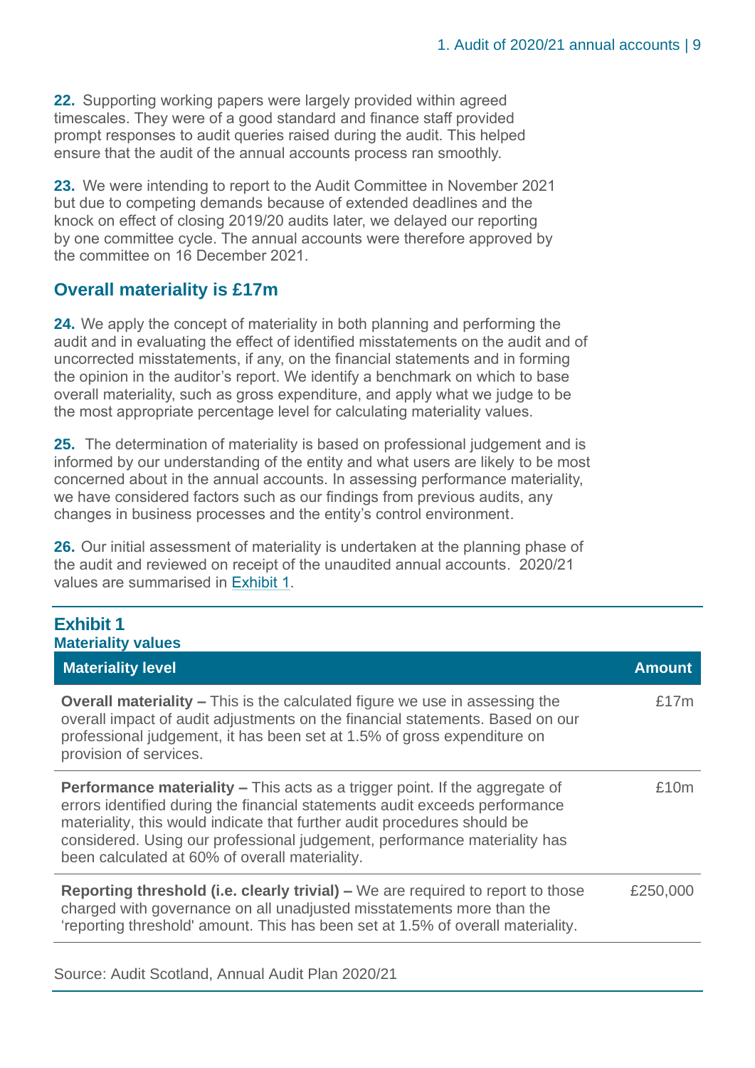**22.** Supporting working papers were largely provided within agreed timescales. They were of a good standard and finance staff provided prompt responses to audit queries raised during the audit. This helped ensure that the audit of the annual accounts process ran smoothly.

**23.** We were intending to report to the Audit Committee in November 2021 but due to competing demands because of extended deadlines and the knock on effect of closing 2019/20 audits later, we delayed our reporting by one committee cycle. The annual accounts were therefore approved by the committee on 16 December 2021.

## Overall materiality is £17m

**24.** We apply the concept of materiality in both planning and performing the audit and in evaluating the effect of identified misstatements on the audit and of uncorrected misstatements, if any, on the financial statements and in forming the opinion in the auditor's report. We identify a benchmark on which to base overall materiality, such as gross expenditure, and apply what we judge to be the most appropriate percentage level for calculating materiality values.

**25.** The determination of materiality is based on professional judgement and is informed by our understanding of the entity and what users are likely to be most concerned about in the annual accounts. In assessing performance materiality, we have considered factors such as our findings from previous audits, any changes in business processes and the entity's control environment.

**26.** Our initial assessment of materiality is undertaken at the planning phase of the audit and reviewed on receipt of the unaudited annual accounts. 2020/21 values are summarised in Exhibit 1.

### Exhibit 1
**Materiality values**

| Materiality level | Amount |
|---|---|
| **Overall materiality –** This is the calculated figure we use in assessing the overall impact of audit adjustments on the financial statements. Based on our professional judgement, it has been set at 1.5% of gross expenditure on provision of services. | £17m |
| **Performance materiality –** This acts as a trigger point. If the aggregate of errors identified during the financial statements audit exceeds performance materiality, this would indicate that further audit procedures should be considered. Using our professional judgement, performance materiality has been calculated at 60% of overall materiality. | £10m |
| **Reporting threshold (i.e. clearly trivial) –** We are required to report to those charged with governance on all unadjusted misstatements more than the 'reporting threshold' amount. This has been set at 1.5% of overall materiality. | £250,000 |

Source: Audit Scotland, Annual Audit Plan 2020/21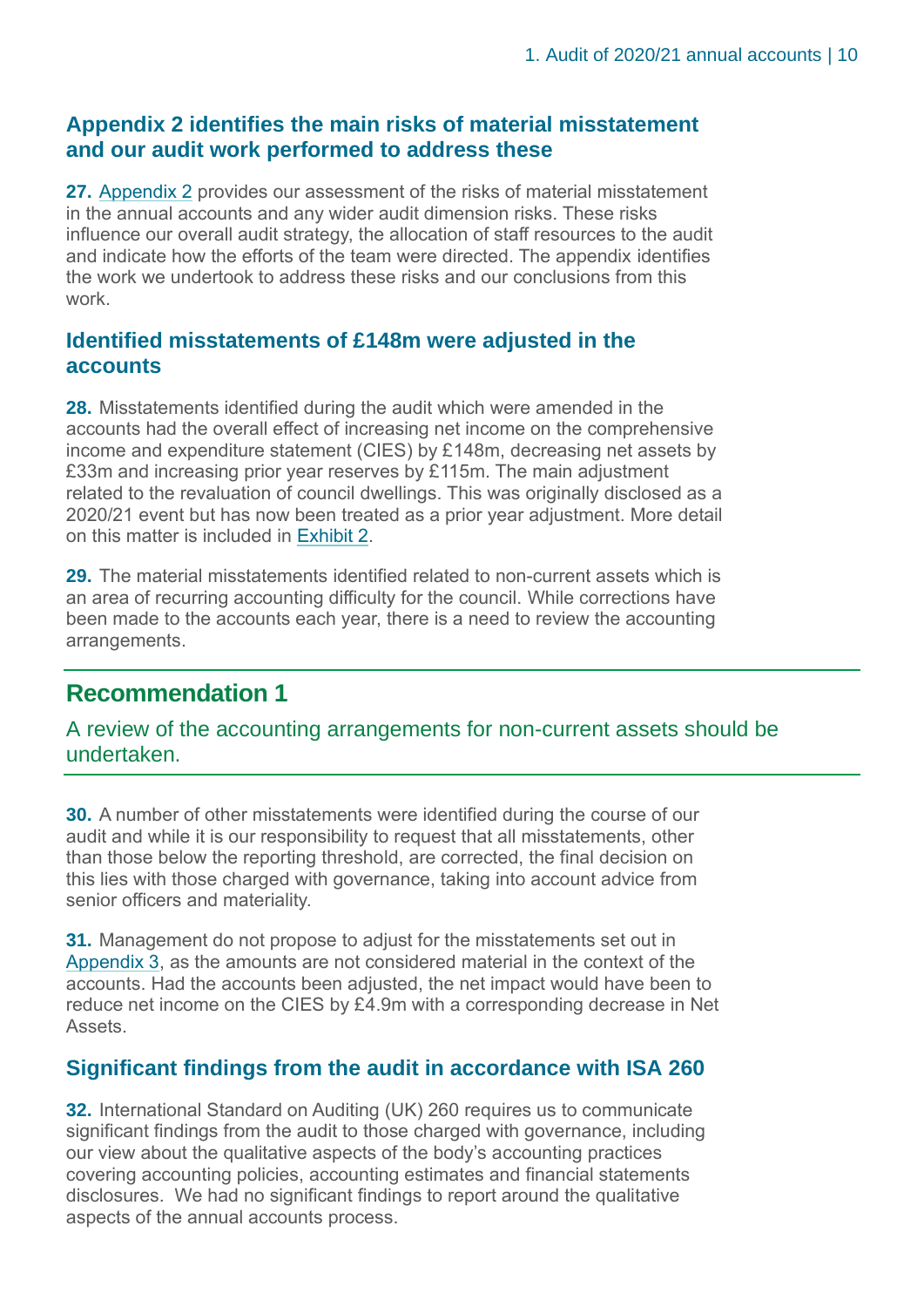## Appendix 2 identifies the main risks of material misstatement and our audit work performed to address these

**27.** Appendix 2 provides our assessment of the risks of material misstatement in the annual accounts and any wider audit dimension risks. These risks influence our overall audit strategy, the allocation of staff resources to the audit and indicate how the efforts of the team were directed. The appendix identifies the work we undertook to address these risks and our conclusions from this work.

## Identified misstatements of £148m were adjusted in the accounts

**28.** Misstatements identified during the audit which were amended in the accounts had the overall effect of increasing net income on the comprehensive income and expenditure statement (CIES) by £148m, decreasing net assets by £33m and increasing prior year reserves by £115m. The main adjustment related to the revaluation of council dwellings. This was originally disclosed as a 2020/21 event but has now been treated as a prior year adjustment. More detail on this matter is included in Exhibit 2.

**29.** The material misstatements identified related to non-current assets which is an area of recurring accounting difficulty for the council. While corrections have been made to the accounts each year, there is a need to review the accounting arrangements.

## Recommendation 1

A review of the accounting arrangements for non-current assets should be undertaken.

**30.** A number of other misstatements were identified during the course of our audit and while it is our responsibility to request that all misstatements, other than those below the reporting threshold, are corrected, the final decision on this lies with those charged with governance, taking into account advice from senior officers and materiality.

**31.** Management do not propose to adjust for the misstatements set out in Appendix 3, as the amounts are not considered material in the context of the accounts. Had the accounts been adjusted, the net impact would have been to reduce net income on the CIES by £4.9m with a corresponding decrease in Net Assets.

## Significant findings from the audit in accordance with ISA 260

**32.** International Standard on Auditing (UK) 260 requires us to communicate significant findings from the audit to those charged with governance, including our view about the qualitative aspects of the body's accounting practices covering accounting policies, accounting estimates and financial statements disclosures. We had no significant findings to report around the qualitative aspects of the annual accounts process.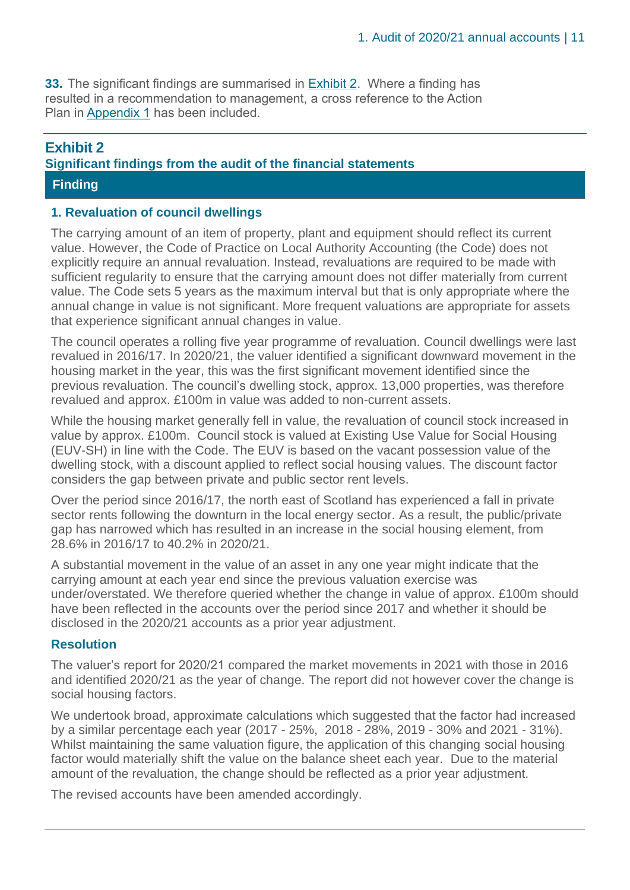**33.** The significant findings are summarised in Exhibit 2. Where a finding has resulted in a recommendation to management, a cross reference to the Action Plan in Appendix 1 has been included.

## Exhibit 2

### Significant findings from the audit of the financial statements

| Finding |
|---|

#### 1. Revaluation of council dwellings

The carrying amount of an item of property, plant and equipment should reflect its current value. However, the Code of Practice on Local Authority Accounting (the Code) does not explicitly require an annual revaluation. Instead, revaluations are required to be made with sufficient regularity to ensure that the carrying amount does not differ materially from current value. The Code sets 5 years as the maximum interval but that is only appropriate where the annual change in value is not significant. More frequent valuations are appropriate for assets that experience significant annual changes in value.

The council operates a rolling five year programme of revaluation. Council dwellings were last revalued in 2016/17. In 2020/21, the valuer identified a significant downward movement in the housing market in the year, this was the first significant movement identified since the previous revaluation. The council's dwelling stock, approx. 13,000 properties, was therefore revalued and approx. £100m in value was added to non-current assets.

While the housing market generally fell in value, the revaluation of council stock increased in value by approx. £100m. Council stock is valued at Existing Use Value for Social Housing (EUV-SH) in line with the Code. The EUV is based on the vacant possession value of the dwelling stock, with a discount applied to reflect social housing values. The discount factor considers the gap between private and public sector rent levels.

Over the period since 2016/17, the north east of Scotland has experienced a fall in private sector rents following the downturn in the local energy sector. As a result, the public/private gap has narrowed which has resulted in an increase in the social housing element, from 28.6% in 2016/17 to 40.2% in 2020/21.

A substantial movement in the value of an asset in any one year might indicate that the carrying amount at each year end since the previous valuation exercise was under/overstated. We therefore queried whether the change in value of approx. £100m should have been reflected in the accounts over the period since 2017 and whether it should be disclosed in the 2020/21 accounts as a prior year adjustment.

#### Resolution

The valuer's report for 2020/21 compared the market movements in 2021 with those in 2016 and identified 2020/21 as the year of change. The report did not however cover the change is social housing factors.

We undertook broad, approximate calculations which suggested that the factor had increased by a similar percentage each year (2017 - 25%, 2018 - 28%, 2019 - 30% and 2021 - 31%). Whilst maintaining the same valuation figure, the application of this changing social housing factor would materially shift the value on the balance sheet each year. Due to the material amount of the revaluation, the change should be reflected as a prior year adjustment.

The revised accounts have been amended accordingly.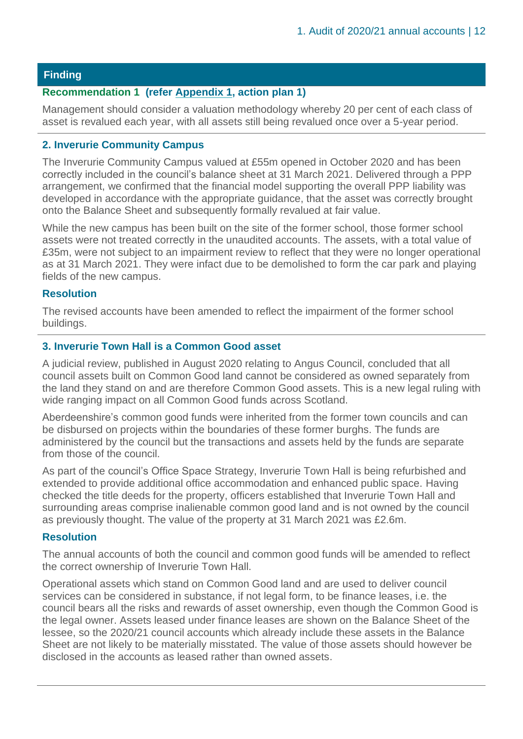**Finding**

**Recommendation 1 (refer Appendix 1, action plan 1)**

Management should consider a valuation methodology whereby 20 per cent of each class of asset is revalued each year, with all assets still being revalued once over a 5-year period.

**2. Inverurie Community Campus**

The Inverurie Community Campus valued at £55m opened in October 2020 and has been correctly included in the council's balance sheet at 31 March 2021. Delivered through a PPP arrangement, we confirmed that the financial model supporting the overall PPP liability was developed in accordance with the appropriate guidance, that the asset was correctly brought onto the Balance Sheet and subsequently formally revalued at fair value.

While the new campus has been built on the site of the former school, those former school assets were not treated correctly in the unaudited accounts. The assets, with a total value of £35m, were not subject to an impairment review to reflect that they were no longer operational as at 31 March 2021. They were infact due to be demolished to form the car park and playing fields of the new campus.

**Resolution**

The revised accounts have been amended to reflect the impairment of the former school buildings.

**3. Inverurie Town Hall is a Common Good asset**

A judicial review, published in August 2020 relating to Angus Council, concluded that all council assets built on Common Good land cannot be considered as owned separately from the land they stand on and are therefore Common Good assets. This is a new legal ruling with wide ranging impact on all Common Good funds across Scotland.

Aberdeenshire's common good funds were inherited from the former town councils and can be disbursed on projects within the boundaries of these former burghs. The funds are administered by the council but the transactions and assets held by the funds are separate from those of the council.

As part of the council's Office Space Strategy, Inverurie Town Hall is being refurbished and extended to provide additional office accommodation and enhanced public space. Having checked the title deeds for the property, officers established that Inverurie Town Hall and surrounding areas comprise inalienable common good land and is not owned by the council as previously thought. The value of the property at 31 March 2021 was £2.6m.

**Resolution**

The annual accounts of both the council and common good funds will be amended to reflect the correct ownership of Inverurie Town Hall.

Operational assets which stand on Common Good land and are used to deliver council services can be considered in substance, if not legal form, to be finance leases, i.e. the council bears all the risks and rewards of asset ownership, even though the Common Good is the legal owner. Assets leased under finance leases are shown on the Balance Sheet of the lessee, so the 2020/21 council accounts which already include these assets in the Balance Sheet are not likely to be materially misstated. The value of those assets should however be disclosed in the accounts as leased rather than owned assets.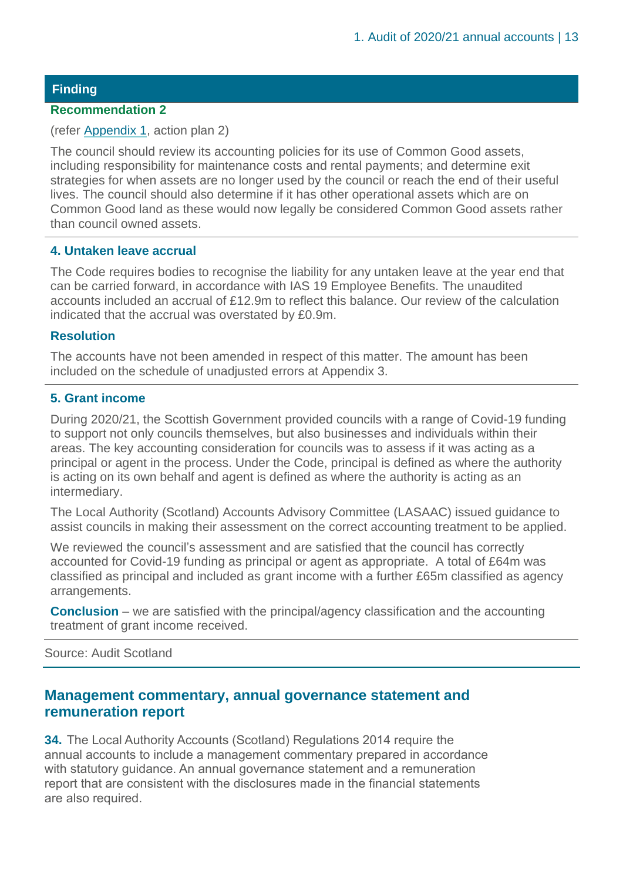| Finding |
| --- |
| **Recommendation 2**<br><br>(refer Appendix 1, action plan 2)<br><br>The council should review its accounting policies for its use of Common Good assets, including responsibility for maintenance costs and rental payments; and determine exit strategies for when assets are no longer used by the council or reach the end of their useful lives. The council should also determine if it has other operational assets which are on Common Good land as these would now legally be considered Common Good assets rather than council owned assets. |
| **4. Untaken leave accrual**<br><br>The Code requires bodies to recognise the liability for any untaken leave at the year end that can be carried forward, in accordance with IAS 19 Employee Benefits. The unaudited accounts included an accrual of £12.9m to reflect this balance. Our review of the calculation indicated that the accrual was overstated by £0.9m.<br><br>**Resolution**<br><br>The accounts have not been amended in respect of this matter. The amount has been included on the schedule of unadjusted errors at Appendix 3. |
| **5. Grant income**<br><br>During 2020/21, the Scottish Government provided councils with a range of Covid-19 funding to support not only councils themselves, but also businesses and individuals within their areas. The key accounting consideration for councils was to assess if it was acting as a principal or agent in the process. Under the Code, principal is defined as where the authority is acting on its own behalf and agent is defined as where the authority is acting as an intermediary.<br><br>The Local Authority (Scotland) Accounts Advisory Committee (LASAAC) issued guidance to assist councils in making their assessment on the correct accounting treatment to be applied.<br><br>We reviewed the council's assessment and are satisfied that the council has correctly accounted for Covid-19 funding as principal or agent as appropriate. A total of £64m was classified as principal and included as grant income with a further £65m classified as agency arrangements.<br><br>**Conclusion** – we are satisfied with the principal/agency classification and the accounting treatment of grant income received. |

Source: Audit Scotland

## Management commentary, annual governance statement and remuneration report

**34.** The Local Authority Accounts (Scotland) Regulations 2014 require the annual accounts to include a management commentary prepared in accordance with statutory guidance. An annual governance statement and a remuneration report that are consistent with the disclosures made in the financial statements are also required.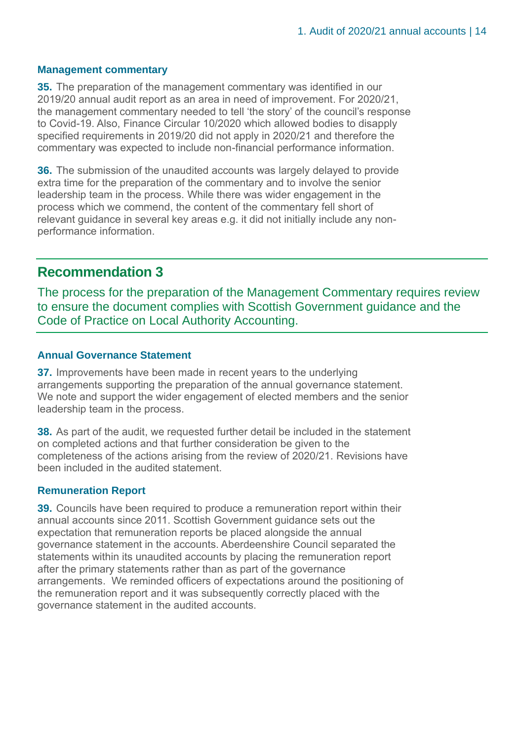### Management commentary

**35.** The preparation of the management commentary was identified in our 2019/20 annual audit report as an area in need of improvement. For 2020/21, the management commentary needed to tell 'the story' of the council's response to Covid-19. Also, Finance Circular 10/2020 which allowed bodies to disapply specified requirements in 2019/20 did not apply in 2020/21 and therefore the commentary was expected to include non-financial performance information.

**36.** The submission of the unaudited accounts was largely delayed to provide extra time for the preparation of the commentary and to involve the senior leadership team in the process. While there was wider engagement in the process which we commend, the content of the commentary fell short of relevant guidance in several key areas e.g. it did not initially include any non-performance information.

## Recommendation 3

The process for the preparation of the Management Commentary requires review to ensure the document complies with Scottish Government guidance and the Code of Practice on Local Authority Accounting.

### Annual Governance Statement

**37.** Improvements have been made in recent years to the underlying arrangements supporting the preparation of the annual governance statement. We note and support the wider engagement of elected members and the senior leadership team in the process.

**38.** As part of the audit, we requested further detail be included in the statement on completed actions and that further consideration be given to the completeness of the actions arising from the review of 2020/21. Revisions have been included in the audited statement.

### Remuneration Report

**39.** Councils have been required to produce a remuneration report within their annual accounts since 2011. Scottish Government guidance sets out the expectation that remuneration reports be placed alongside the annual governance statement in the accounts. Aberdeenshire Council separated the statements within its unaudited accounts by placing the remuneration report after the primary statements rather than as part of the governance arrangements. We reminded officers of expectations around the positioning of the remuneration report and it was subsequently correctly placed with the governance statement in the audited accounts.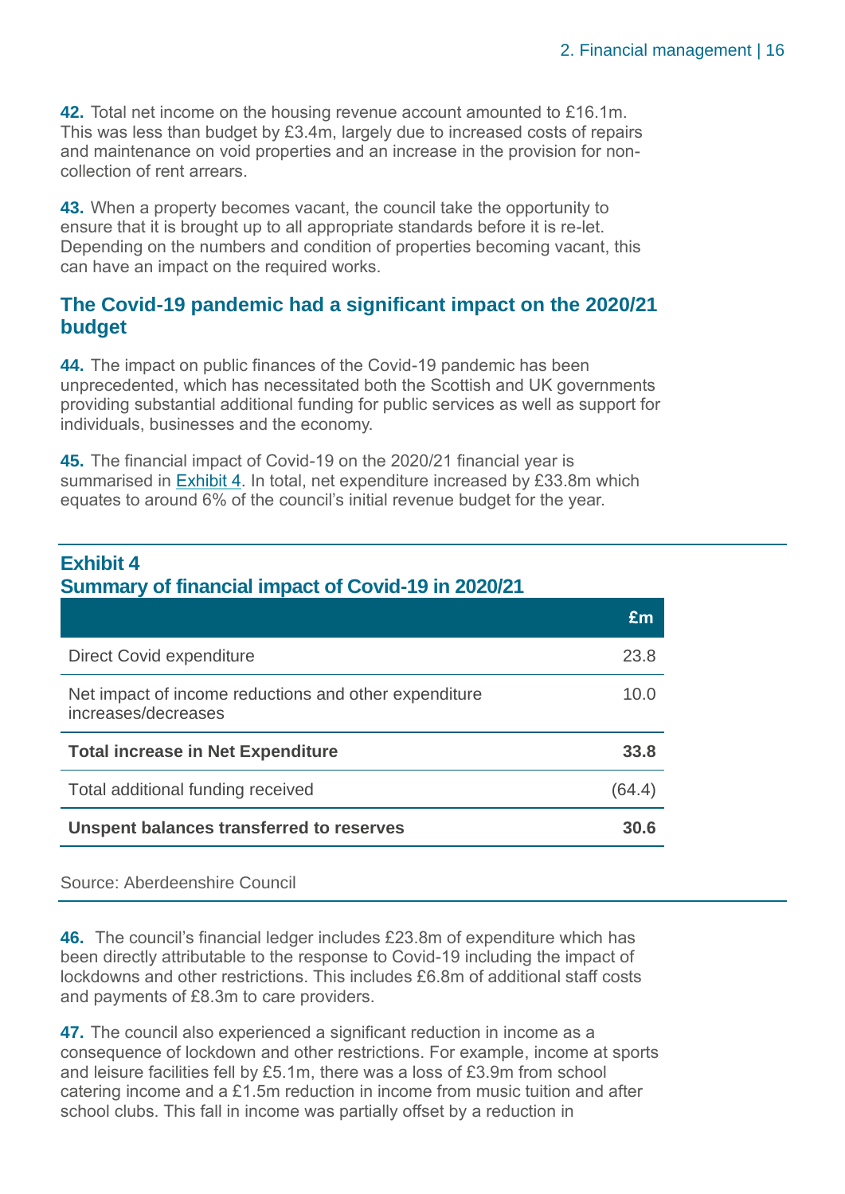**42.** Total net income on the housing revenue account amounted to £16.1m. This was less than budget by £3.4m, largely due to increased costs of repairs and maintenance on void properties and an increase in the provision for non-collection of rent arrears.

**43.** When a property becomes vacant, the council take the opportunity to ensure that it is brought up to all appropriate standards before it is re-let. Depending on the numbers and condition of properties becoming vacant, this can have an impact on the required works.

## The Covid-19 pandemic had a significant impact on the 2020/21 budget

**44.** The impact on public finances of the Covid-19 pandemic has been unprecedented, which has necessitated both the Scottish and UK governments providing substantial additional funding for public services as well as support for individuals, businesses and the economy.

**45.** The financial impact of Covid-19 on the 2020/21 financial year is summarised in Exhibit 4. In total, net expenditure increased by £33.8m which equates to around 6% of the council's initial revenue budget for the year.

**Exhibit 4**
**Summary of financial impact of Covid-19 in 2020/21**

| | £m |
|---|---|
| Direct Covid expenditure | 23.8 |
| Net impact of income reductions and other expenditure increases/decreases | 10.0 |
| **Total increase in Net Expenditure** | **33.8** |
| Total additional funding received | (64.4) |
| **Unspent balances transferred to reserves** | **30.6** |

Source: Aberdeenshire Council

**46.** The council's financial ledger includes £23.8m of expenditure which has been directly attributable to the response to Covid-19 including the impact of lockdowns and other restrictions. This includes £6.8m of additional staff costs and payments of £8.3m to care providers.

**47.** The council also experienced a significant reduction in income as a consequence of lockdown and other restrictions. For example, income at sports and leisure facilities fell by £5.1m, there was a loss of £3.9m from school catering income and a £1.5m reduction in income from music tuition and after school clubs. This fall in income was partially offset by a reduction in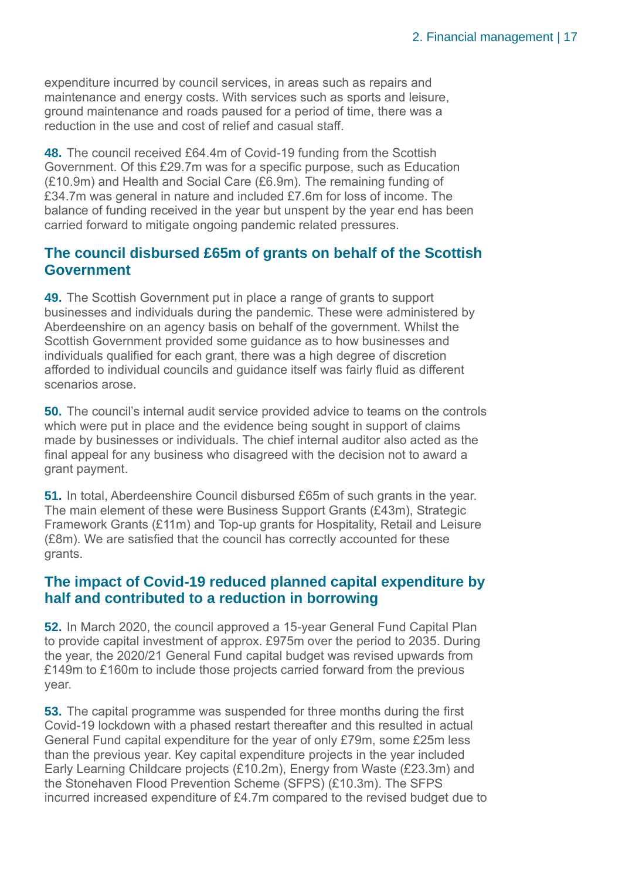expenditure incurred by council services, in areas such as repairs and maintenance and energy costs. With services such as sports and leisure, ground maintenance and roads paused for a period of time, there was a reduction in the use and cost of relief and casual staff.

**48.** The council received £64.4m of Covid-19 funding from the Scottish Government. Of this £29.7m was for a specific purpose, such as Education (£10.9m) and Health and Social Care (£6.9m). The remaining funding of £34.7m was general in nature and included £7.6m for loss of income. The balance of funding received in the year but unspent by the year end has been carried forward to mitigate ongoing pandemic related pressures.

## The council disbursed £65m of grants on behalf of the Scottish Government

**49.** The Scottish Government put in place a range of grants to support businesses and individuals during the pandemic. These were administered by Aberdeenshire on an agency basis on behalf of the government. Whilst the Scottish Government provided some guidance as to how businesses and individuals qualified for each grant, there was a high degree of discretion afforded to individual councils and guidance itself was fairly fluid as different scenarios arose.

**50.** The council's internal audit service provided advice to teams on the controls which were put in place and the evidence being sought in support of claims made by businesses or individuals. The chief internal auditor also acted as the final appeal for any business who disagreed with the decision not to award a grant payment.

**51.** In total, Aberdeenshire Council disbursed £65m of such grants in the year. The main element of these were Business Support Grants (£43m), Strategic Framework Grants (£11m) and Top-up grants for Hospitality, Retail and Leisure (£8m). We are satisfied that the council has correctly accounted for these grants.

## The impact of Covid-19 reduced planned capital expenditure by half and contributed to a reduction in borrowing

**52.** In March 2020, the council approved a 15-year General Fund Capital Plan to provide capital investment of approx. £975m over the period to 2035. During the year, the 2020/21 General Fund capital budget was revised upwards from £149m to £160m to include those projects carried forward from the previous year.

**53.** The capital programme was suspended for three months during the first Covid-19 lockdown with a phased restart thereafter and this resulted in actual General Fund capital expenditure for the year of only £79m, some £25m less than the previous year. Key capital expenditure projects in the year included Early Learning Childcare projects (£10.2m), Energy from Waste (£23.3m) and the Stonehaven Flood Prevention Scheme (SFPS) (£10.3m). The SFPS incurred increased expenditure of £4.7m compared to the revised budget due to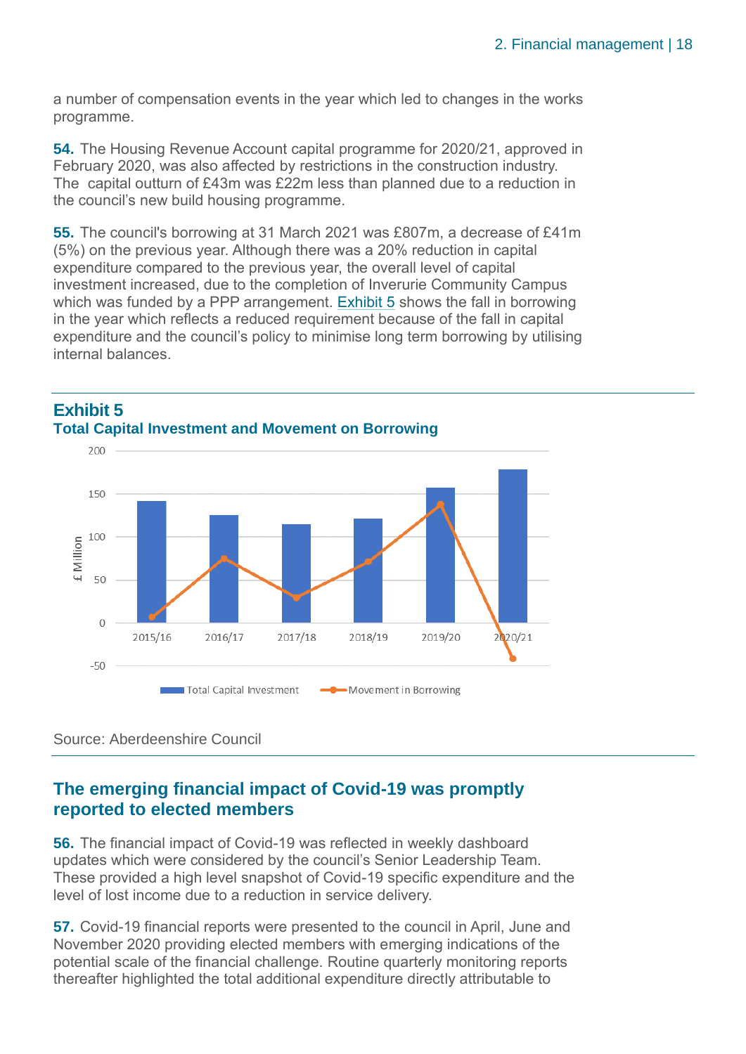a number of compensation events in the year which led to changes in the works programme.

**54.** The Housing Revenue Account capital programme for 2020/21, approved in February 2020, was also affected by restrictions in the construction industry. The capital outturn of £43m was £22m less than planned due to a reduction in the council's new build housing programme.

**55.** The council's borrowing at 31 March 2021 was £807m, a decrease of £41m (5%) on the previous year. Although there was a 20% reduction in capital expenditure compared to the previous year, the overall level of capital investment increased, due to the completion of Inverurie Community Campus which was funded by a PPP arrangement. Exhibit 5 shows the fall in borrowing in the year which reflects a reduced requirement because of the fall in capital expenditure and the council's policy to minimise long term borrowing by utilising internal balances.

## Exhibit 5
**Total Capital Investment and Movement on Borrowing**

Source: Aberdeenshire Council

## The emerging financial impact of Covid-19 was promptly reported to elected members

**56.** The financial impact of Covid-19 was reflected in weekly dashboard updates which were considered by the council's Senior Leadership Team. These provided a high level snapshot of Covid-19 specific expenditure and the level of lost income due to a reduction in service delivery.

**57.** Covid-19 financial reports were presented to the council in April, June and November 2020 providing elected members with emerging indications of the potential scale of the financial challenge. Routine quarterly monitoring reports thereafter highlighted the total additional expenditure directly attributable to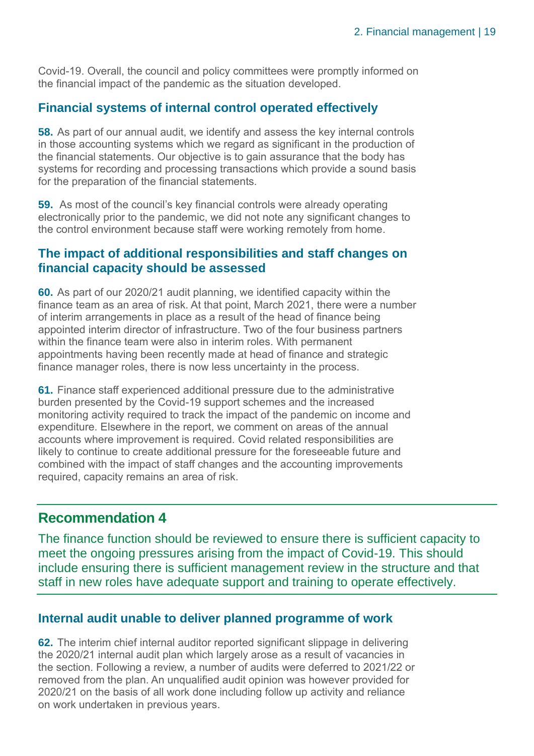Covid-19. Overall, the council and policy committees were promptly informed on the financial impact of the pandemic as the situation developed.

### Financial systems of internal control operated effectively

**58.** As part of our annual audit, we identify and assess the key internal controls in those accounting systems which we regard as significant in the production of the financial statements. Our objective is to gain assurance that the body has systems for recording and processing transactions which provide a sound basis for the preparation of the financial statements.

**59.** As most of the council's key financial controls were already operating electronically prior to the pandemic, we did not note any significant changes to the control environment because staff were working remotely from home.

### The impact of additional responsibilities and staff changes on financial capacity should be assessed

**60.** As part of our 2020/21 audit planning, we identified capacity within the finance team as an area of risk. At that point, March 2021, there were a number of interim arrangements in place as a result of the head of finance being appointed interim director of infrastructure. Two of the four business partners within the finance team were also in interim roles. With permanent appointments having been recently made at head of finance and strategic finance manager roles, there is now less uncertainty in the process.

**61.** Finance staff experienced additional pressure due to the administrative burden presented by the Covid-19 support schemes and the increased monitoring activity required to track the impact of the pandemic on income and expenditure. Elsewhere in the report, we comment on areas of the annual accounts where improvement is required. Covid related responsibilities are likely to continue to create additional pressure for the foreseeable future and combined with the impact of staff changes and the accounting improvements required, capacity remains an area of risk.

## Recommendation 4

The finance function should be reviewed to ensure there is sufficient capacity to meet the ongoing pressures arising from the impact of Covid-19. This should include ensuring there is sufficient management review in the structure and that staff in new roles have adequate support and training to operate effectively.

### Internal audit unable to deliver planned programme of work

**62.** The interim chief internal auditor reported significant slippage in delivering the 2020/21 internal audit plan which largely arose as a result of vacancies in the section. Following a review, a number of audits were deferred to 2021/22 or removed from the plan. An unqualified audit opinion was however provided for 2020/21 on the basis of all work done including follow up activity and reliance on work undertaken in previous years.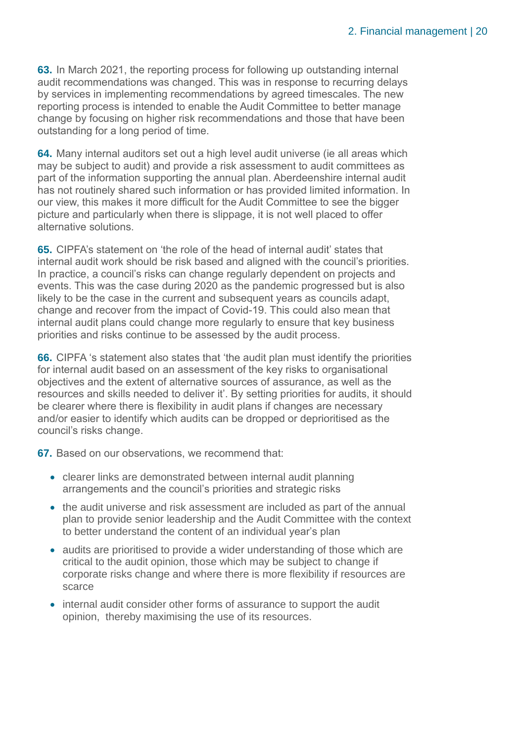**63.** In March 2021, the reporting process for following up outstanding internal audit recommendations was changed. This was in response to recurring delays by services in implementing recommendations by agreed timescales. The new reporting process is intended to enable the Audit Committee to better manage change by focusing on higher risk recommendations and those that have been outstanding for a long period of time.

**64.** Many internal auditors set out a high level audit universe (ie all areas which may be subject to audit) and provide a risk assessment to audit committees as part of the information supporting the annual plan. Aberdeenshire internal audit has not routinely shared such information or has provided limited information. In our view, this makes it more difficult for the Audit Committee to see the bigger picture and particularly when there is slippage, it is not well placed to offer alternative solutions.

**65.** CIPFA's statement on 'the role of the head of internal audit' states that internal audit work should be risk based and aligned with the council's priorities. In practice, a council's risks can change regularly dependent on projects and events. This was the case during 2020 as the pandemic progressed but is also likely to be the case in the current and subsequent years as councils adapt, change and recover from the impact of Covid-19. This could also mean that internal audit plans could change more regularly to ensure that key business priorities and risks continue to be assessed by the audit process.

**66.** CIPFA 's statement also states that 'the audit plan must identify the priorities for internal audit based on an assessment of the key risks to organisational objectives and the extent of alternative sources of assurance, as well as the resources and skills needed to deliver it'. By setting priorities for audits, it should be clearer where there is flexibility in audit plans if changes are necessary and/or easier to identify which audits can be dropped or deprioritised as the council's risks change.

**67.** Based on our observations, we recommend that:

- clearer links are demonstrated between internal audit planning arrangements and the council's priorities and strategic risks
- the audit universe and risk assessment are included as part of the annual plan to provide senior leadership and the Audit Committee with the context to better understand the content of an individual year's plan
- audits are prioritised to provide a wider understanding of those which are critical to the audit opinion, those which may be subject to change if corporate risks change and where there is more flexibility if resources are scarce
- internal audit consider other forms of assurance to support the audit opinion, thereby maximising the use of its resources.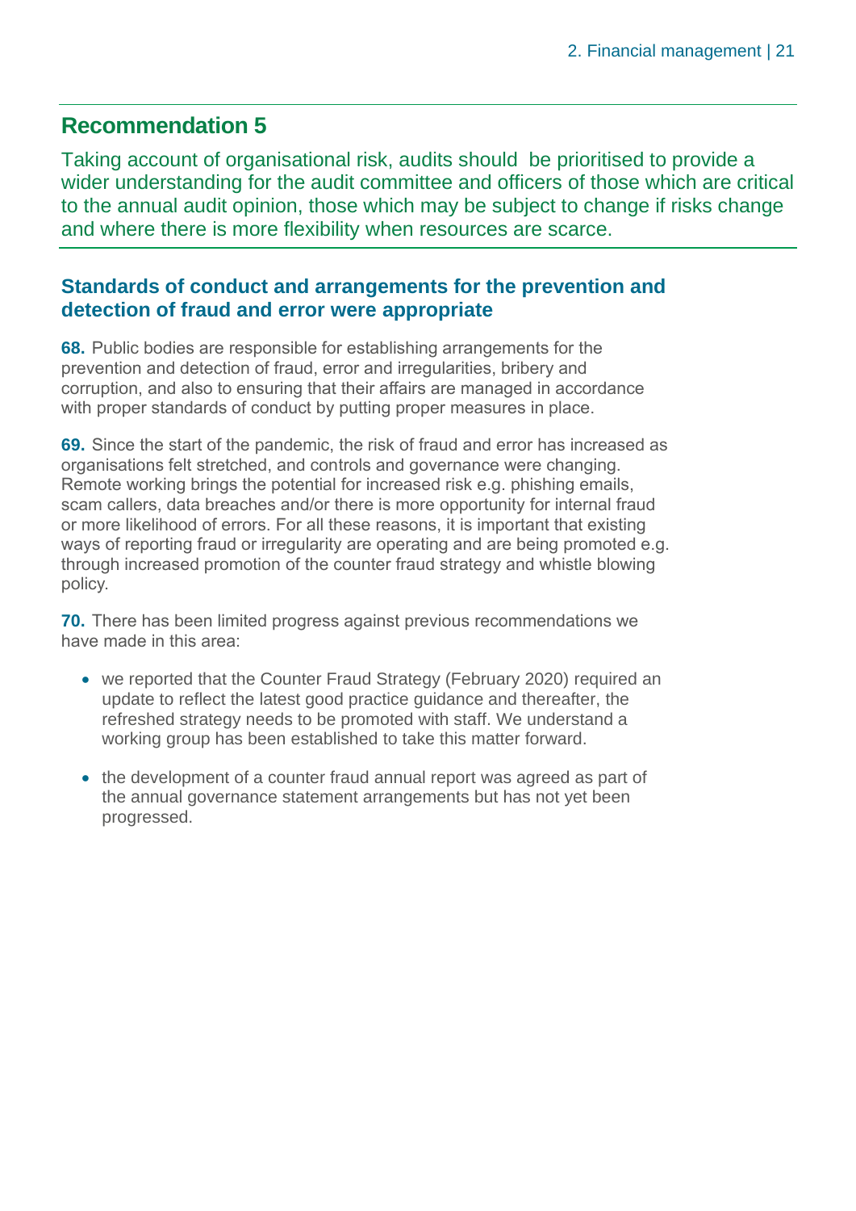## Recommendation 5

Taking account of organisational risk, audits should be prioritised to provide a wider understanding for the audit committee and officers of those which are critical to the annual audit opinion, those which may be subject to change if risks change and where there is more flexibility when resources are scarce.

### Standards of conduct and arrangements for the prevention and detection of fraud and error were appropriate

**68.** Public bodies are responsible for establishing arrangements for the prevention and detection of fraud, error and irregularities, bribery and corruption, and also to ensuring that their affairs are managed in accordance with proper standards of conduct by putting proper measures in place.

**69.** Since the start of the pandemic, the risk of fraud and error has increased as organisations felt stretched, and controls and governance were changing. Remote working brings the potential for increased risk e.g. phishing emails, scam callers, data breaches and/or there is more opportunity for internal fraud or more likelihood of errors. For all these reasons, it is important that existing ways of reporting fraud or irregularity are operating and are being promoted e.g. through increased promotion of the counter fraud strategy and whistle blowing policy.

**70.** There has been limited progress against previous recommendations we have made in this area:

- we reported that the Counter Fraud Strategy (February 2020) required an update to reflect the latest good practice guidance and thereafter, the refreshed strategy needs to be promoted with staff. We understand a working group has been established to take this matter forward.
- the development of a counter fraud annual report was agreed as part of the annual governance statement arrangements but has not yet been progressed.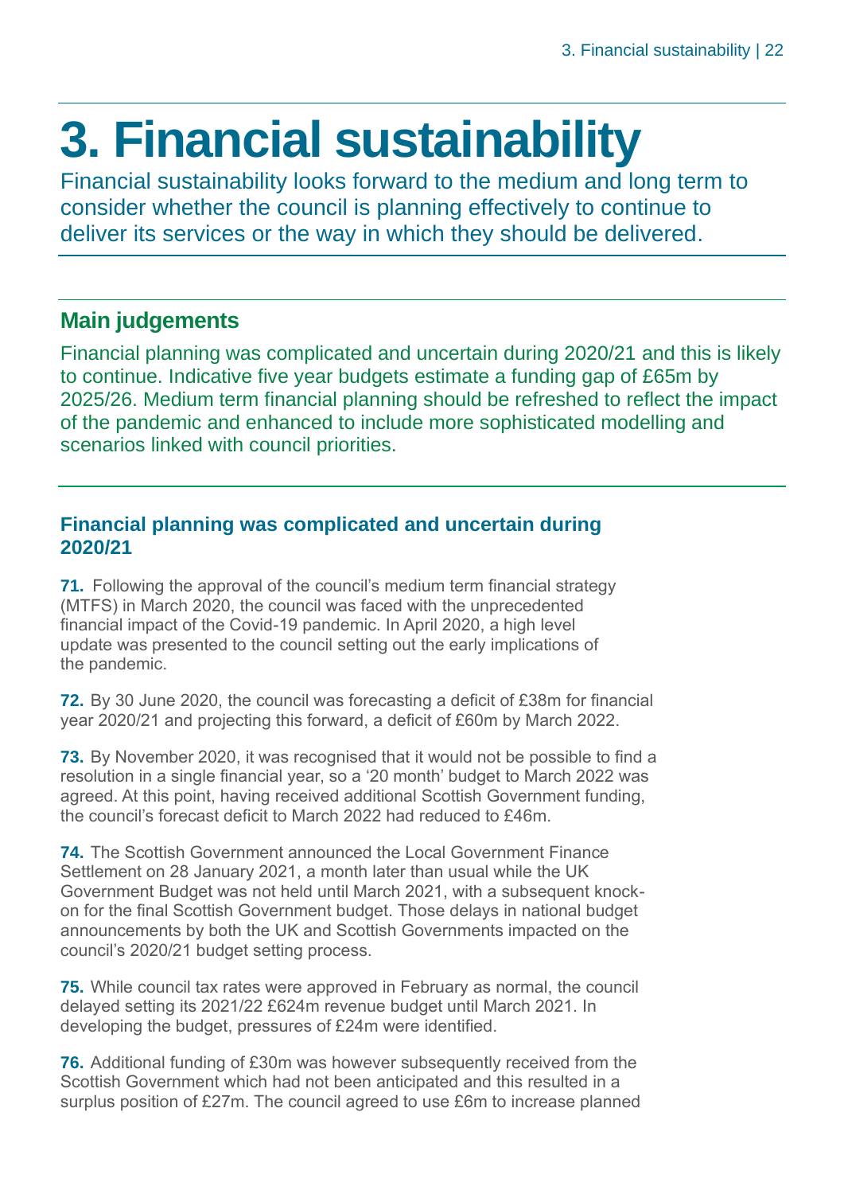# 3. Financial sustainability

Financial sustainability looks forward to the medium and long term to consider whether the council is planning effectively to continue to deliver its services or the way in which they should be delivered.

## Main judgements

Financial planning was complicated and uncertain during 2020/21 and this is likely to continue. Indicative five year budgets estimate a funding gap of £65m by 2025/26. Medium term financial planning should be refreshed to reflect the impact of the pandemic and enhanced to include more sophisticated modelling and scenarios linked with council priorities.

### Financial planning was complicated and uncertain during 2020/21

**71.** Following the approval of the council's medium term financial strategy (MTFS) in March 2020, the council was faced with the unprecedented financial impact of the Covid-19 pandemic. In April 2020, a high level update was presented to the council setting out the early implications of the pandemic.

**72.** By 30 June 2020, the council was forecasting a deficit of £38m for financial year 2020/21 and projecting this forward, a deficit of £60m by March 2022.

**73.** By November 2020, it was recognised that it would not be possible to find a resolution in a single financial year, so a '20 month' budget to March 2022 was agreed. At this point, having received additional Scottish Government funding, the council's forecast deficit to March 2022 had reduced to £46m.

**74.** The Scottish Government announced the Local Government Finance Settlement on 28 January 2021, a month later than usual while the UK Government Budget was not held until March 2021, with a subsequent knock-on for the final Scottish Government budget. Those delays in national budget announcements by both the UK and Scottish Governments impacted on the council's 2020/21 budget setting process.

**75.** While council tax rates were approved in February as normal, the council delayed setting its 2021/22 £624m revenue budget until March 2021. In developing the budget, pressures of £24m were identified.

**76.** Additional funding of £30m was however subsequently received from the Scottish Government which had not been anticipated and this resulted in a surplus position of £27m. The council agreed to use £6m to increase planned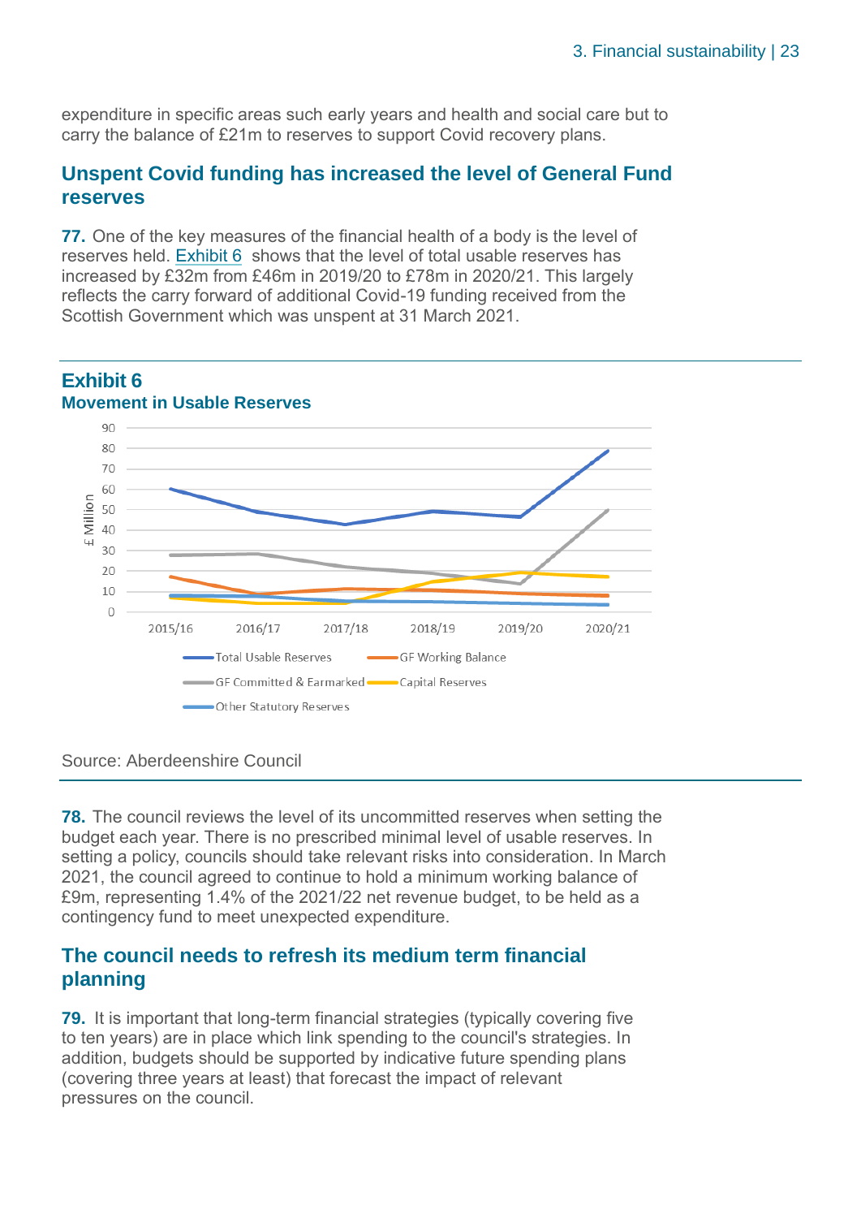expenditure in specific areas such early years and health and social care but to carry the balance of £21m to reserves to support Covid recovery plans.

## Unspent Covid funding has increased the level of General Fund reserves

**77.** One of the key measures of the financial health of a body is the level of reserves held. Exhibit 6 shows that the level of total usable reserves has increased by £32m from £46m in 2019/20 to £78m in 2020/21. This largely reflects the carry forward of additional Covid-19 funding received from the Scottish Government which was unspent at 31 March 2021.

### Exhibit 6
**Movement in Usable Reserves**

Source: Aberdeenshire Council

**78.** The council reviews the level of its uncommitted reserves when setting the budget each year. There is no prescribed minimal level of usable reserves. In setting a policy, councils should take relevant risks into consideration. In March 2021, the council agreed to continue to hold a minimum working balance of £9m, representing 1.4% of the 2021/22 net revenue budget, to be held as a contingency fund to meet unexpected expenditure.

## The council needs to refresh its medium term financial planning

**79.** It is important that long-term financial strategies (typically covering five to ten years) are in place which link spending to the council's strategies. In addition, budgets should be supported by indicative future spending plans (covering three years at least) that forecast the impact of relevant pressures on the council.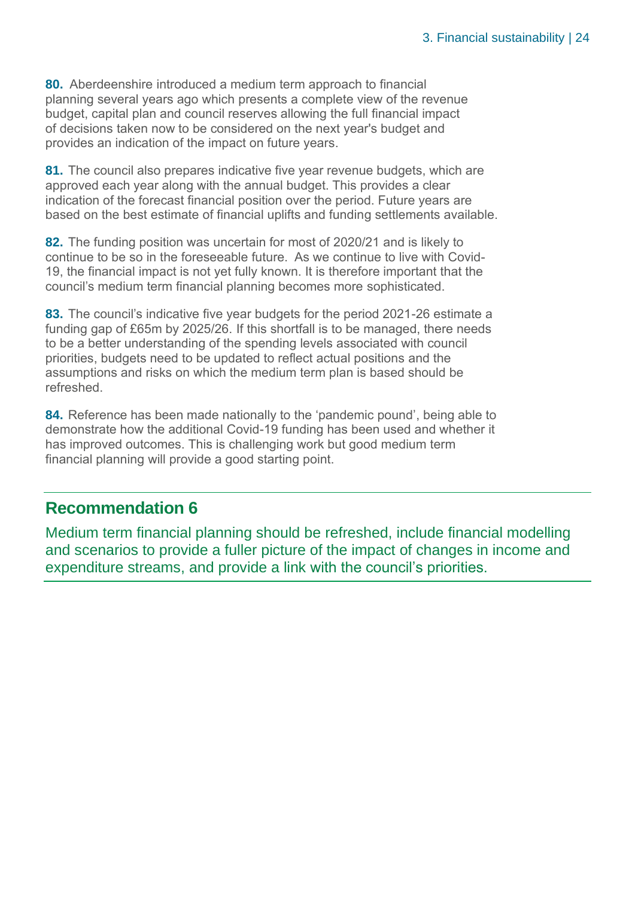**80.** Aberdeenshire introduced a medium term approach to financial planning several years ago which presents a complete view of the revenue budget, capital plan and council reserves allowing the full financial impact of decisions taken now to be considered on the next year's budget and provides an indication of the impact on future years.

**81.** The council also prepares indicative five year revenue budgets, which are approved each year along with the annual budget. This provides a clear indication of the forecast financial position over the period. Future years are based on the best estimate of financial uplifts and funding settlements available.

**82.** The funding position was uncertain for most of 2020/21 and is likely to continue to be so in the foreseeable future. As we continue to live with Covid-19, the financial impact is not yet fully known. It is therefore important that the council's medium term financial planning becomes more sophisticated.

**83.** The council's indicative five year budgets for the period 2021-26 estimate a funding gap of £65m by 2025/26. If this shortfall is to be managed, there needs to be a better understanding of the spending levels associated with council priorities, budgets need to be updated to reflect actual positions and the assumptions and risks on which the medium term plan is based should be refreshed.

**84.** Reference has been made nationally to the 'pandemic pound', being able to demonstrate how the additional Covid-19 funding has been used and whether it has improved outcomes. This is challenging work but good medium term financial planning will provide a good starting point.

## Recommendation 6

Medium term financial planning should be refreshed, include financial modelling and scenarios to provide a fuller picture of the impact of changes in income and expenditure streams, and provide a link with the council's priorities.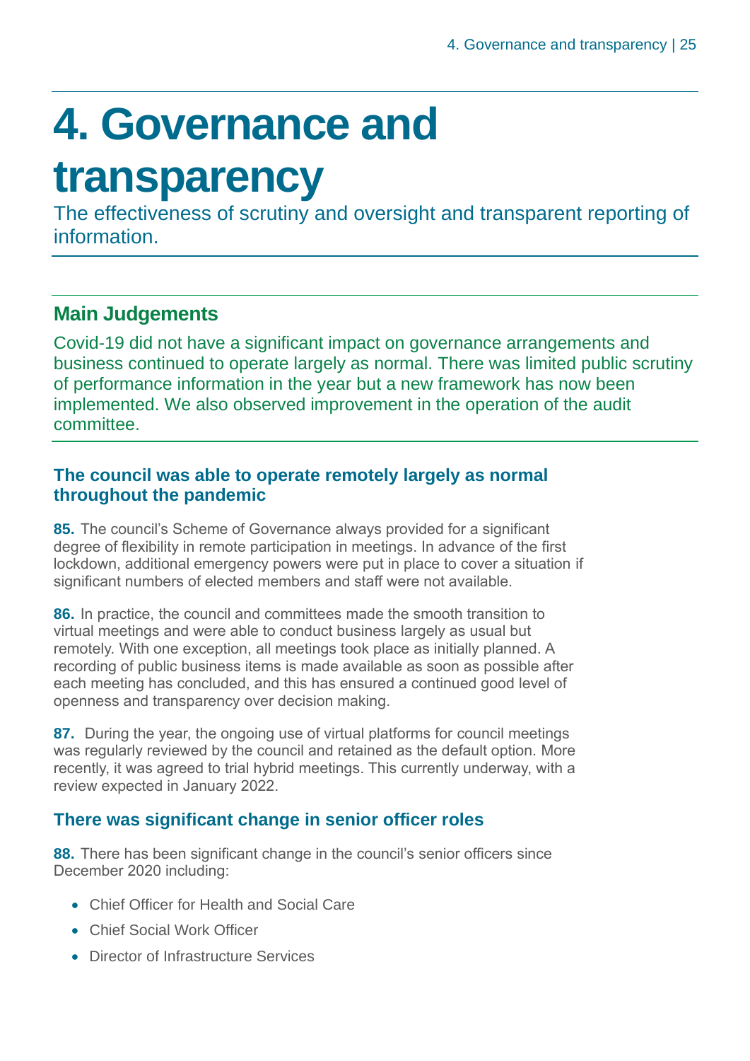# 4. Governance and transparency

The effectiveness of scrutiny and oversight and transparent reporting of information.

## Main Judgements

Covid-19 did not have a significant impact on governance arrangements and business continued to operate largely as normal. There was limited public scrutiny of performance information in the year but a new framework has now been implemented. We also observed improvement in the operation of the audit committee.

### The council was able to operate remotely largely as normal throughout the pandemic

**85.** The council's Scheme of Governance always provided for a significant degree of flexibility in remote participation in meetings. In advance of the first lockdown, additional emergency powers were put in place to cover a situation if significant numbers of elected members and staff were not available.

**86.** In practice, the council and committees made the smooth transition to virtual meetings and were able to conduct business largely as usual but remotely. With one exception, all meetings took place as initially planned. A recording of public business items is made available as soon as possible after each meeting has concluded, and this has ensured a continued good level of openness and transparency over decision making.

**87.** During the year, the ongoing use of virtual platforms for council meetings was regularly reviewed by the council and retained as the default option. More recently, it was agreed to trial hybrid meetings. This currently underway, with a review expected in January 2022.

### There was significant change in senior officer roles

**88.** There has been significant change in the council's senior officers since December 2020 including:

- Chief Officer for Health and Social Care
- Chief Social Work Officer
- Director of Infrastructure Services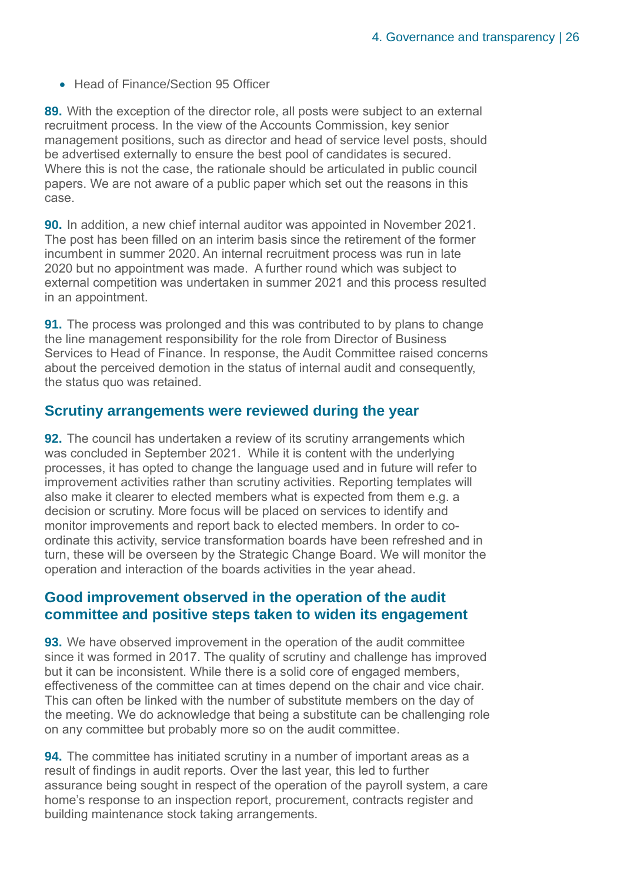- Head of Finance/Section 95 Officer

**89.** With the exception of the director role, all posts were subject to an external recruitment process. In the view of the Accounts Commission, key senior management positions, such as director and head of service level posts, should be advertised externally to ensure the best pool of candidates is secured. Where this is not the case, the rationale should be articulated in public council papers. We are not aware of a public paper which set out the reasons in this case.

**90.** In addition, a new chief internal auditor was appointed in November 2021. The post has been filled on an interim basis since the retirement of the former incumbent in summer 2020. An internal recruitment process was run in late 2020 but no appointment was made. A further round which was subject to external competition was undertaken in summer 2021 and this process resulted in an appointment.

**91.** The process was prolonged and this was contributed to by plans to change the line management responsibility for the role from Director of Business Services to Head of Finance. In response, the Audit Committee raised concerns about the perceived demotion in the status of internal audit and consequently, the status quo was retained.

## Scrutiny arrangements were reviewed during the year

**92.** The council has undertaken a review of its scrutiny arrangements which was concluded in September 2021. While it is content with the underlying processes, it has opted to change the language used and in future will refer to improvement activities rather than scrutiny activities. Reporting templates will also make it clearer to elected members what is expected from them e.g. a decision or scrutiny. More focus will be placed on services to identify and monitor improvements and report back to elected members. In order to co-ordinate this activity, service transformation boards have been refreshed and in turn, these will be overseen by the Strategic Change Board. We will monitor the operation and interaction of the boards activities in the year ahead.

## Good improvement observed in the operation of the audit committee and positive steps taken to widen its engagement

**93.** We have observed improvement in the operation of the audit committee since it was formed in 2017. The quality of scrutiny and challenge has improved but it can be inconsistent. While there is a solid core of engaged members, effectiveness of the committee can at times depend on the chair and vice chair. This can often be linked with the number of substitute members on the day of the meeting. We do acknowledge that being a substitute can be challenging role on any committee but probably more so on the audit committee.

**94.** The committee has initiated scrutiny in a number of important areas as a result of findings in audit reports. Over the last year, this led to further assurance being sought in respect of the operation of the payroll system, a care home's response to an inspection report, procurement, contracts register and building maintenance stock taking arrangements.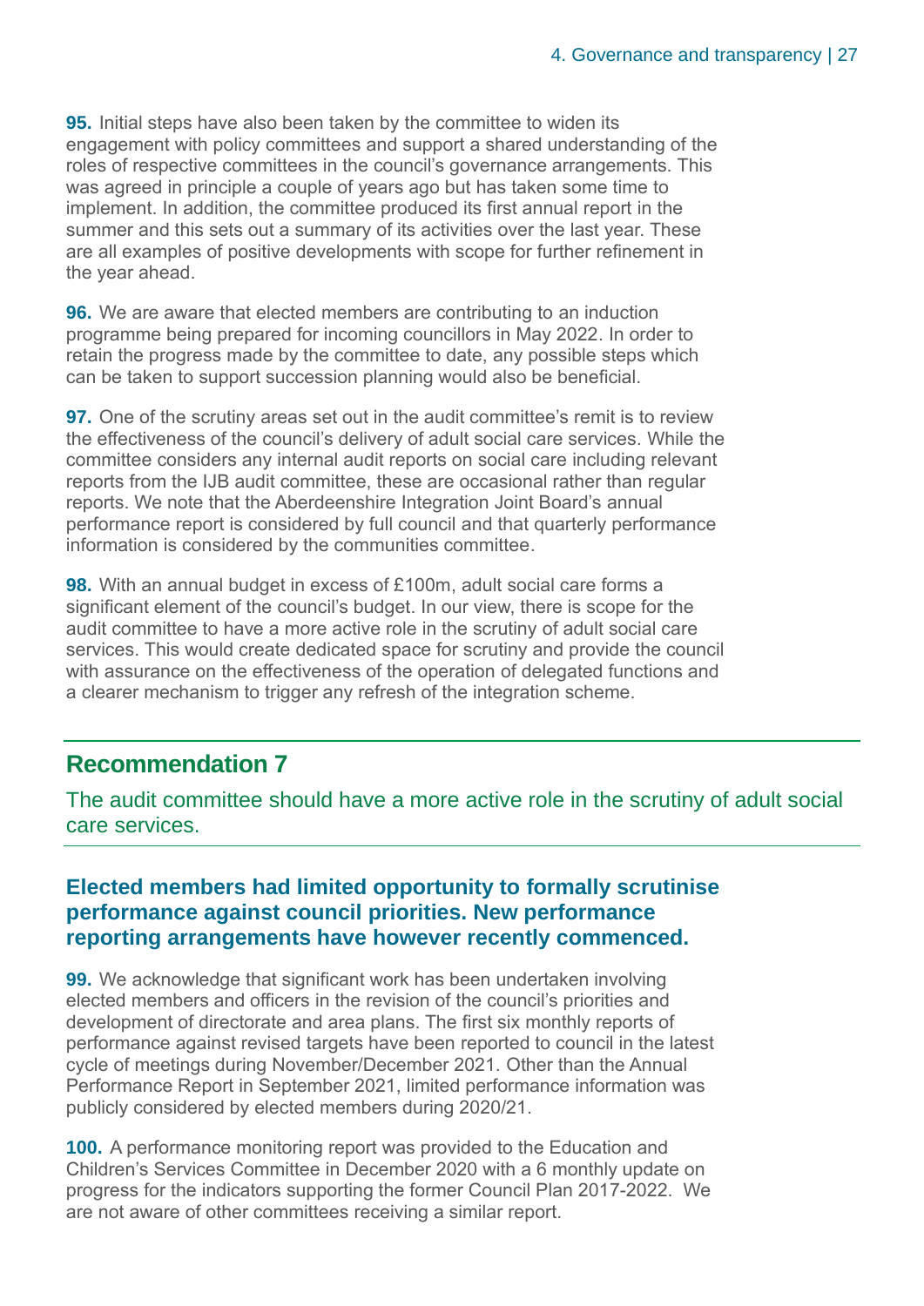**95.** Initial steps have also been taken by the committee to widen its engagement with policy committees and support a shared understanding of the roles of respective committees in the council's governance arrangements. This was agreed in principle a couple of years ago but has taken some time to implement. In addition, the committee produced its first annual report in the summer and this sets out a summary of its activities over the last year. These are all examples of positive developments with scope for further refinement in the year ahead.

**96.** We are aware that elected members are contributing to an induction programme being prepared for incoming councillors in May 2022. In order to retain the progress made by the committee to date, any possible steps which can be taken to support succession planning would also be beneficial.

**97.** One of the scrutiny areas set out in the audit committee's remit is to review the effectiveness of the council's delivery of adult social care services. While the committee considers any internal audit reports on social care including relevant reports from the IJB audit committee, these are occasional rather than regular reports. We note that the Aberdeenshire Integration Joint Board's annual performance report is considered by full council and that quarterly performance information is considered by the communities committee.

**98.** With an annual budget in excess of £100m, adult social care forms a significant element of the council's budget. In our view, there is scope for the audit committee to have a more active role in the scrutiny of adult social care services. This would create dedicated space for scrutiny and provide the council with assurance on the effectiveness of the operation of delegated functions and a clearer mechanism to trigger any refresh of the integration scheme.

## Recommendation 7

The audit committee should have a more active role in the scrutiny of adult social care services.

### Elected members had limited opportunity to formally scrutinise performance against council priorities. New performance reporting arrangements have however recently commenced.

**99.** We acknowledge that significant work has been undertaken involving elected members and officers in the revision of the council's priorities and development of directorate and area plans. The first six monthly reports of performance against revised targets have been reported to council in the latest cycle of meetings during November/December 2021. Other than the Annual Performance Report in September 2021, limited performance information was publicly considered by elected members during 2020/21.

**100.** A performance monitoring report was provided to the Education and Children's Services Committee in December 2020 with a 6 monthly update on progress for the indicators supporting the former Council Plan 2017-2022. We are not aware of other committees receiving a similar report.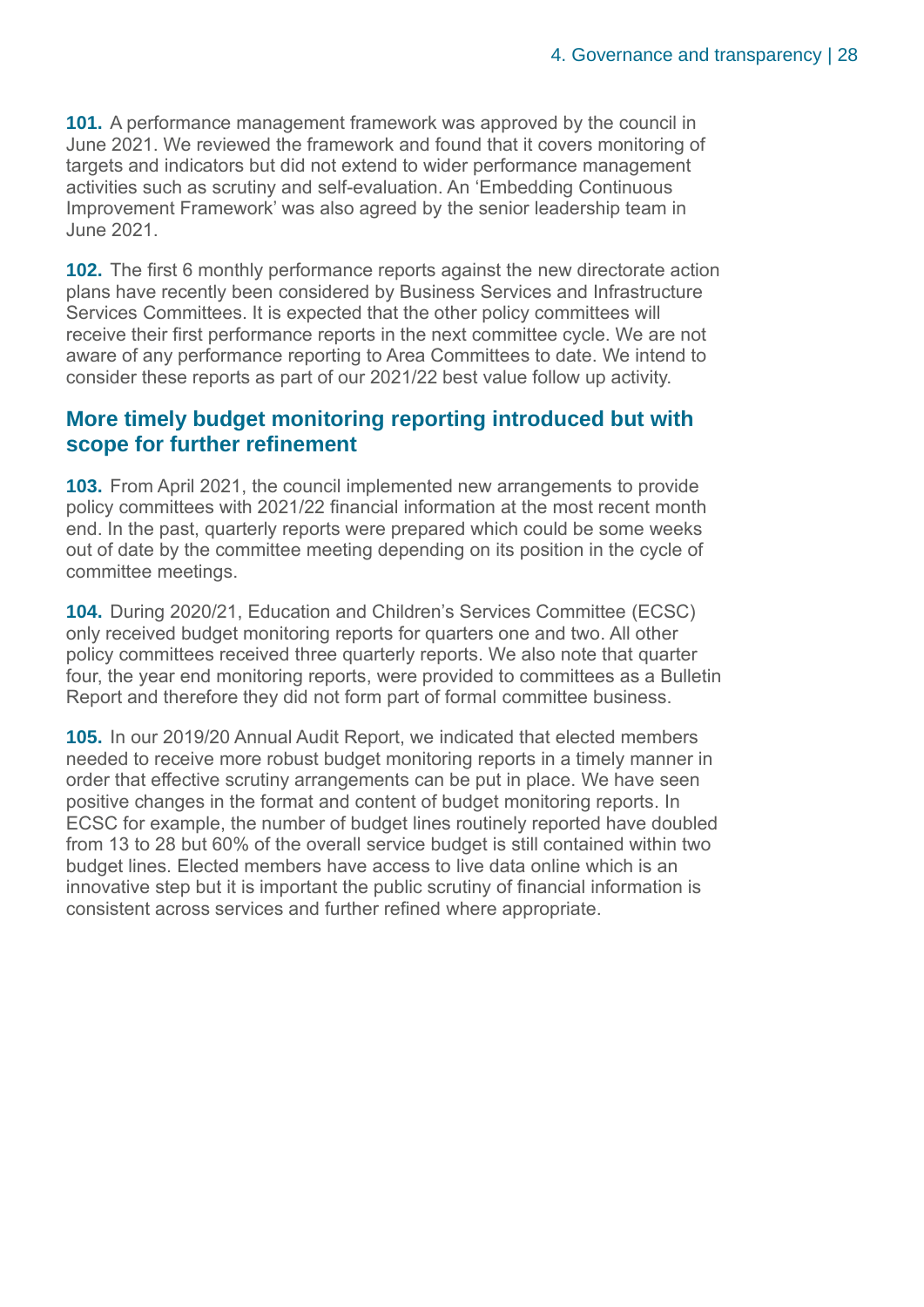**101.** A performance management framework was approved by the council in June 2021. We reviewed the framework and found that it covers monitoring of targets and indicators but did not extend to wider performance management activities such as scrutiny and self-evaluation. An 'Embedding Continuous Improvement Framework' was also agreed by the senior leadership team in June 2021.

**102.** The first 6 monthly performance reports against the new directorate action plans have recently been considered by Business Services and Infrastructure Services Committees. It is expected that the other policy committees will receive their first performance reports in the next committee cycle. We are not aware of any performance reporting to Area Committees to date. We intend to consider these reports as part of our 2021/22 best value follow up activity.

## More timely budget monitoring reporting introduced but with scope for further refinement

**103.** From April 2021, the council implemented new arrangements to provide policy committees with 2021/22 financial information at the most recent month end. In the past, quarterly reports were prepared which could be some weeks out of date by the committee meeting depending on its position in the cycle of committee meetings.

**104.** During 2020/21, Education and Children's Services Committee (ECSC) only received budget monitoring reports for quarters one and two. All other policy committees received three quarterly reports. We also note that quarter four, the year end monitoring reports, were provided to committees as a Bulletin Report and therefore they did not form part of formal committee business.

**105.** In our 2019/20 Annual Audit Report, we indicated that elected members needed to receive more robust budget monitoring reports in a timely manner in order that effective scrutiny arrangements can be put in place. We have seen positive changes in the format and content of budget monitoring reports. In ECSC for example, the number of budget lines routinely reported have doubled from 13 to 28 but 60% of the overall service budget is still contained within two budget lines. Elected members have access to live data online which is an innovative step but it is important the public scrutiny of financial information is consistent across services and further refined where appropriate.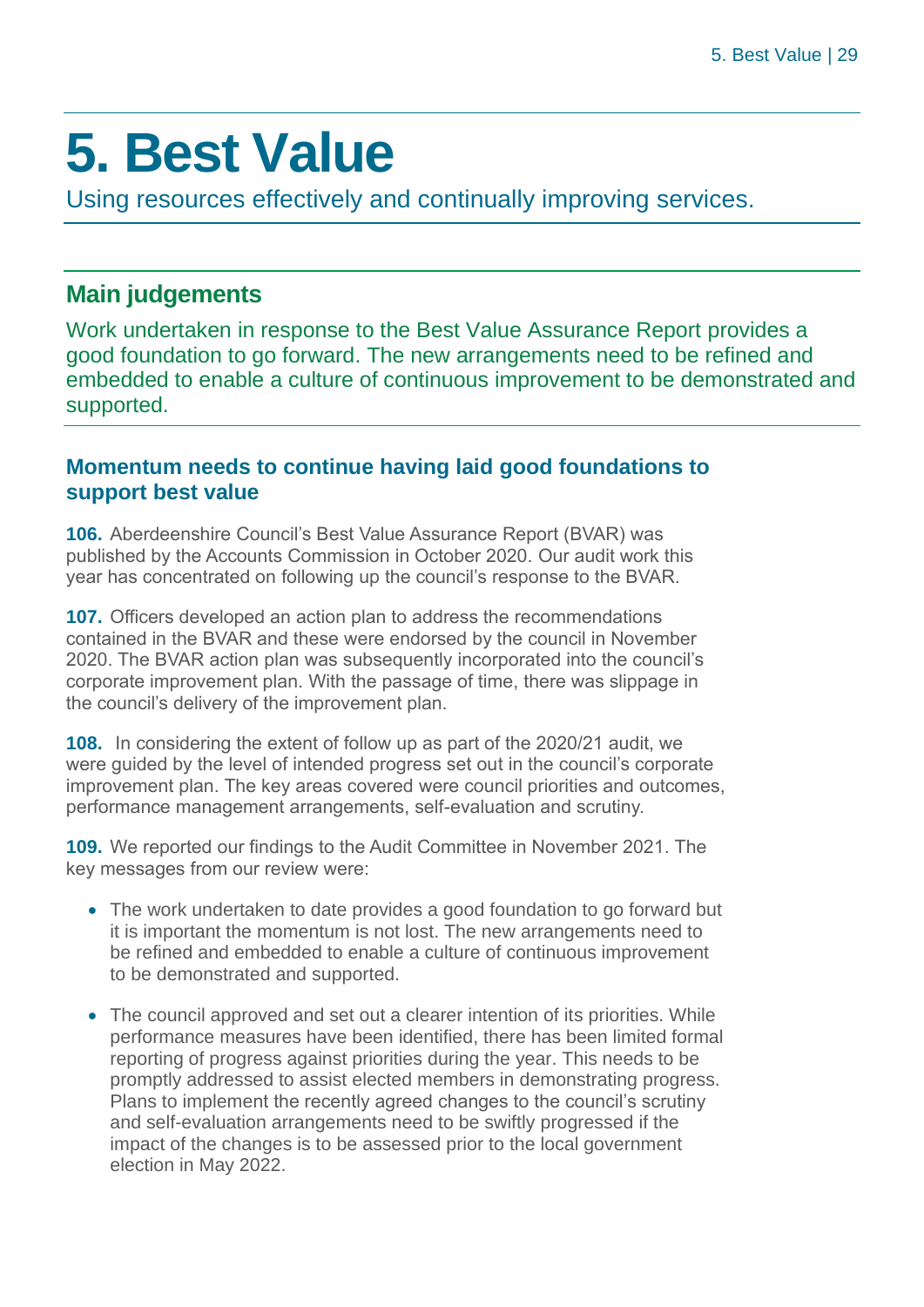# 5. Best Value

Using resources effectively and continually improving services.

## Main judgements

Work undertaken in response to the Best Value Assurance Report provides a good foundation to go forward. The new arrangements need to be refined and embedded to enable a culture of continuous improvement to be demonstrated and supported.

### Momentum needs to continue having laid good foundations to support best value

**106.** Aberdeenshire Council's Best Value Assurance Report (BVAR) was published by the Accounts Commission in October 2020. Our audit work this year has concentrated on following up the council's response to the BVAR.

**107.** Officers developed an action plan to address the recommendations contained in the BVAR and these were endorsed by the council in November 2020. The BVAR action plan was subsequently incorporated into the council's corporate improvement plan. With the passage of time, there was slippage in the council's delivery of the improvement plan.

**108.** In considering the extent of follow up as part of the 2020/21 audit, we were guided by the level of intended progress set out in the council's corporate improvement plan. The key areas covered were council priorities and outcomes, performance management arrangements, self-evaluation and scrutiny.

**109.** We reported our findings to the Audit Committee in November 2021. The key messages from our review were:

- The work undertaken to date provides a good foundation to go forward but it is important the momentum is not lost. The new arrangements need to be refined and embedded to enable a culture of continuous improvement to be demonstrated and supported.
- The council approved and set out a clearer intention of its priorities. While performance measures have been identified, there has been limited formal reporting of progress against priorities during the year. This needs to be promptly addressed to assist elected members in demonstrating progress. Plans to implement the recently agreed changes to the council's scrutiny and self-evaluation arrangements need to be swiftly progressed if the impact of the changes is to be assessed prior to the local government election in May 2022.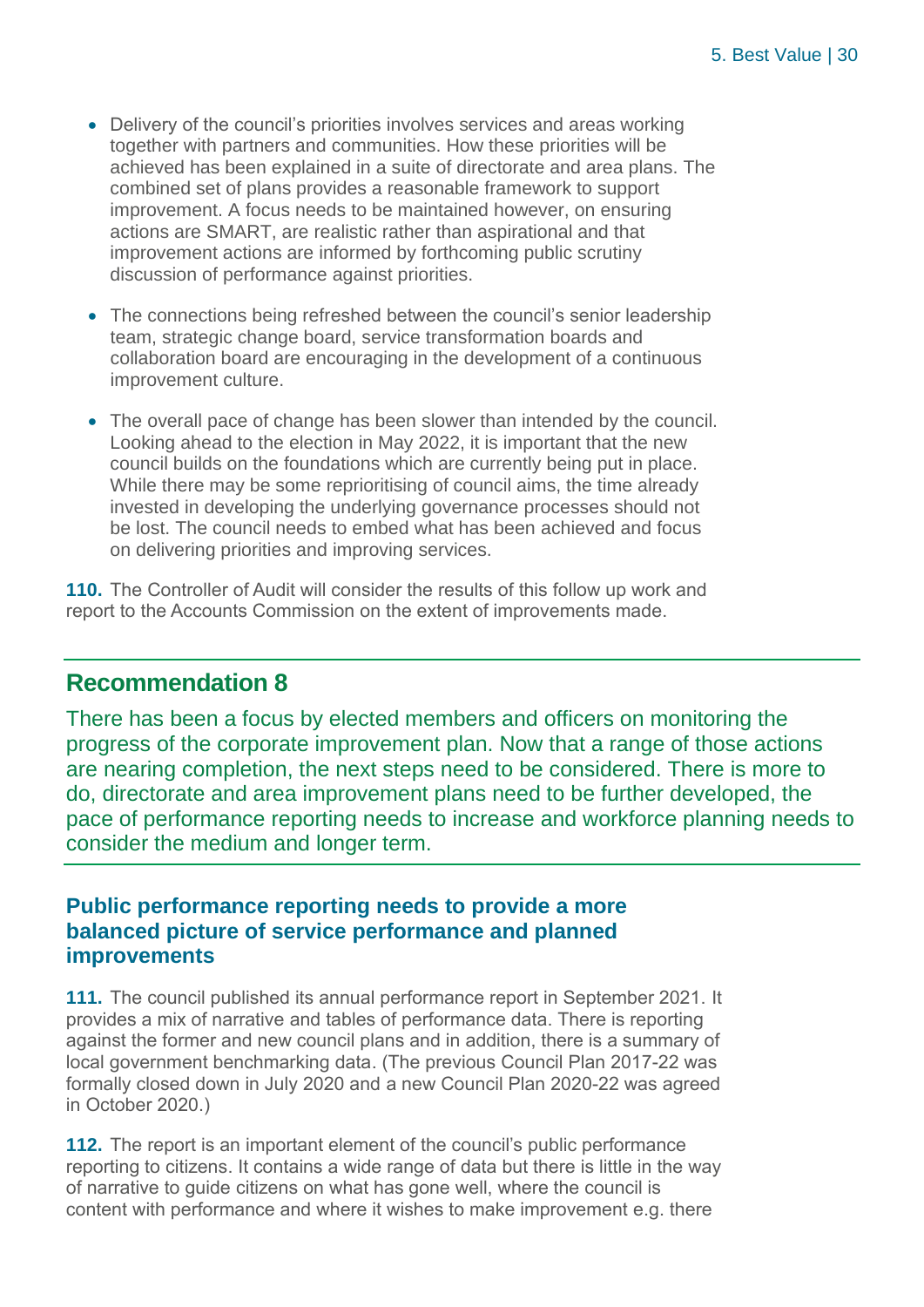- Delivery of the council's priorities involves services and areas working together with partners and communities. How these priorities will be achieved has been explained in a suite of directorate and area plans. The combined set of plans provides a reasonable framework to support improvement. A focus needs to be maintained however, on ensuring actions are SMART, are realistic rather than aspirational and that improvement actions are informed by forthcoming public scrutiny discussion of performance against priorities.

- The connections being refreshed between the council's senior leadership team, strategic change board, service transformation boards and collaboration board are encouraging in the development of a continuous improvement culture.

- The overall pace of change has been slower than intended by the council. Looking ahead to the election in May 2022, it is important that the new council builds on the foundations which are currently being put in place. While there may be some reprioritising of council aims, the time already invested in developing the underlying governance processes should not be lost. The council needs to embed what has been achieved and focus on delivering priorities and improving services.

**110.** The Controller of Audit will consider the results of this follow up work and report to the Accounts Commission on the extent of improvements made.

## Recommendation 8

There has been a focus by elected members and officers on monitoring the progress of the corporate improvement plan. Now that a range of those actions are nearing completion, the next steps need to be considered. There is more to do, directorate and area improvement plans need to be further developed, the pace of performance reporting needs to increase and workforce planning needs to consider the medium and longer term.

### Public performance reporting needs to provide a more balanced picture of service performance and planned improvements

**111.** The council published its annual performance report in September 2021. It provides a mix of narrative and tables of performance data. There is reporting against the former and new council plans and in addition, there is a summary of local government benchmarking data. (The previous Council Plan 2017-22 was formally closed down in July 2020 and a new Council Plan 2020-22 was agreed in October 2020.)

**112.** The report is an important element of the council's public performance reporting to citizens. It contains a wide range of data but there is little in the way of narrative to guide citizens on what has gone well, where the council is content with performance and where it wishes to make improvement e.g. there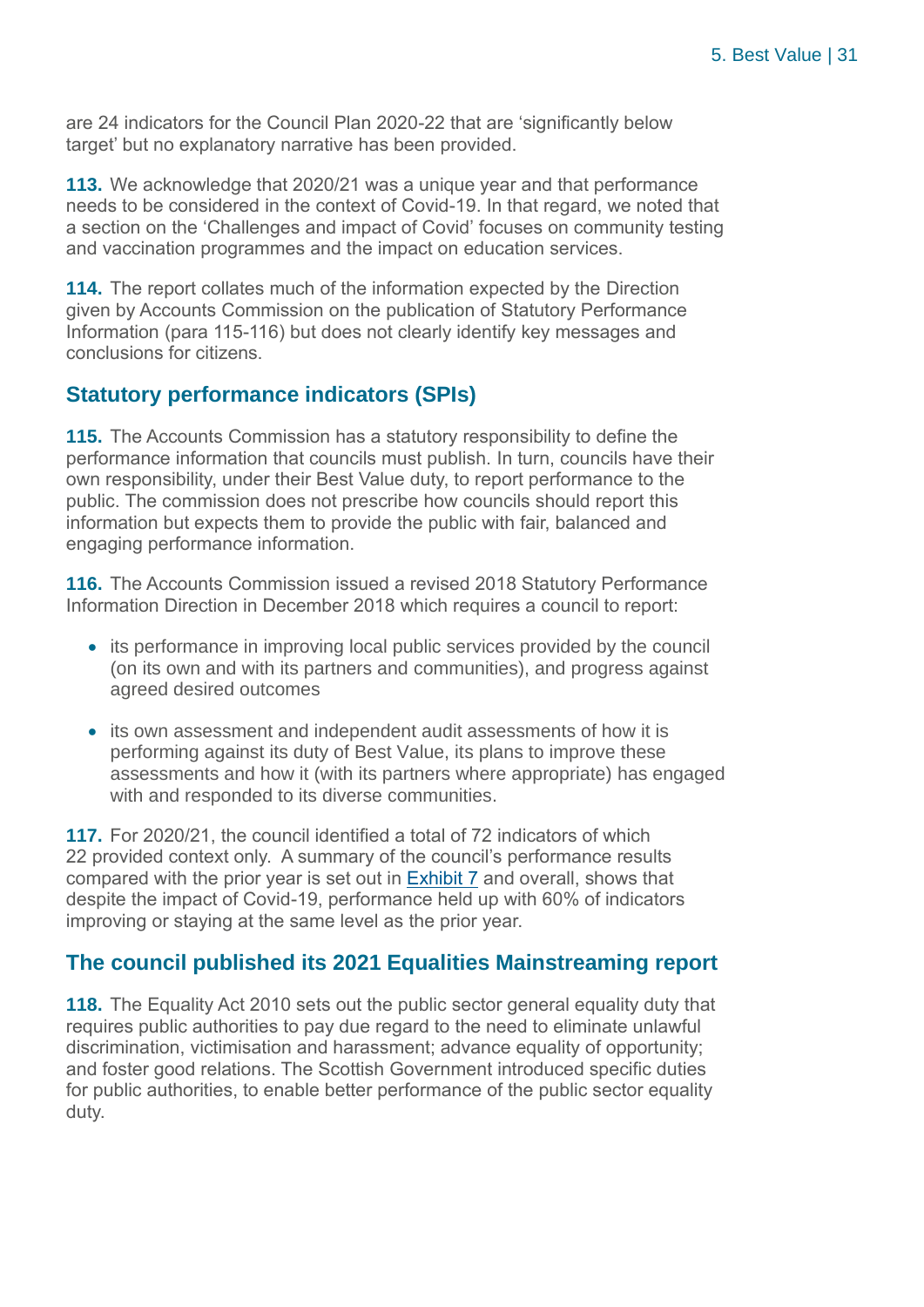are 24 indicators for the Council Plan 2020-22 that are 'significantly below target' but no explanatory narrative has been provided.

**113.** We acknowledge that 2020/21 was a unique year and that performance needs to be considered in the context of Covid-19. In that regard, we noted that a section on the 'Challenges and impact of Covid' focuses on community testing and vaccination programmes and the impact on education services.

**114.** The report collates much of the information expected by the Direction given by Accounts Commission on the publication of Statutory Performance Information (para 115-116) but does not clearly identify key messages and conclusions for citizens.

## Statutory performance indicators (SPIs)

**115.** The Accounts Commission has a statutory responsibility to define the performance information that councils must publish. In turn, councils have their own responsibility, under their Best Value duty, to report performance to the public. The commission does not prescribe how councils should report this information but expects them to provide the public with fair, balanced and engaging performance information.

**116.** The Accounts Commission issued a revised 2018 Statutory Performance Information Direction in December 2018 which requires a council to report:

- its performance in improving local public services provided by the council (on its own and with its partners and communities), and progress against agreed desired outcomes
- its own assessment and independent audit assessments of how it is performing against its duty of Best Value, its plans to improve these assessments and how it (with its partners where appropriate) has engaged with and responded to its diverse communities.

**117.** For 2020/21, the council identified a total of 72 indicators of which 22 provided context only. A summary of the council's performance results compared with the prior year is set out in Exhibit 7 and overall, shows that despite the impact of Covid-19, performance held up with 60% of indicators improving or staying at the same level as the prior year.

## The council published its 2021 Equalities Mainstreaming report

**118.** The Equality Act 2010 sets out the public sector general equality duty that requires public authorities to pay due regard to the need to eliminate unlawful discrimination, victimisation and harassment; advance equality of opportunity; and foster good relations. The Scottish Government introduced specific duties for public authorities, to enable better performance of the public sector equality duty.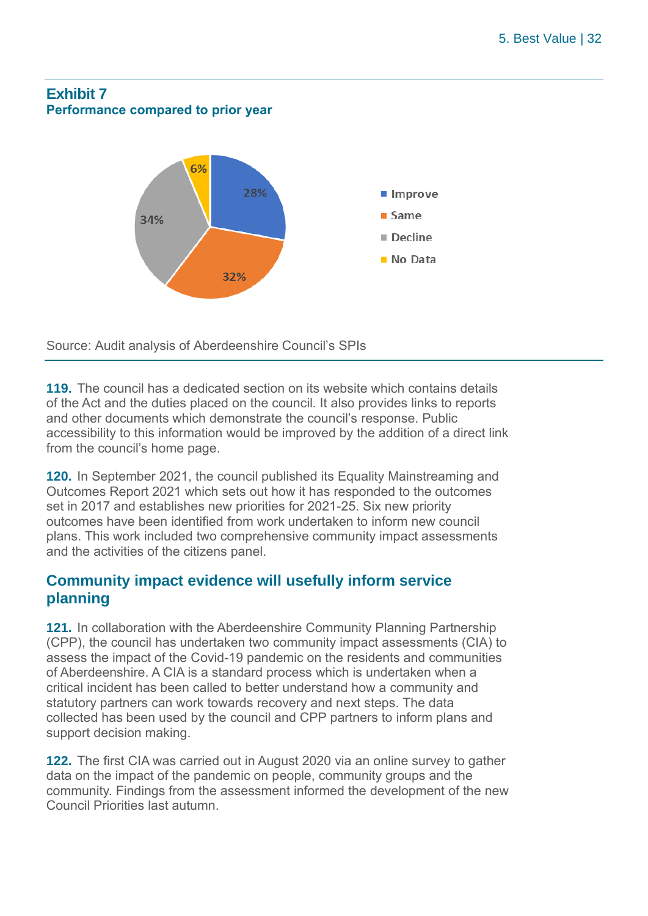## Exhibit 7

**Performance compared to prior year**

| Category | Percentage |
|---|---|
| Improve | 28% |
| Same | 32% |
| Decline | 34% |
| No Data | 6% |

Source: Audit analysis of Aberdeenshire Council's SPIs

**119.** The council has a dedicated section on its website which contains details of the Act and the duties placed on the council. It also provides links to reports and other documents which demonstrate the council's response. Public accessibility to this information would be improved by the addition of a direct link from the council's home page.

**120.** In September 2021, the council published its Equality Mainstreaming and Outcomes Report 2021 which sets out how it has responded to the outcomes set in 2017 and establishes new priorities for 2021-25. Six new priority outcomes have been identified from work undertaken to inform new council plans. This work included two comprehensive community impact assessments and the activities of the citizens panel.

## Community impact evidence will usefully inform service planning

**121.** In collaboration with the Aberdeenshire Community Planning Partnership (CPP), the council has undertaken two community impact assessments (CIA) to assess the impact of the Covid-19 pandemic on the residents and communities of Aberdeenshire. A CIA is a standard process which is undertaken when a critical incident has been called to better understand how a community and statutory partners can work towards recovery and next steps. The data collected has been used by the council and CPP partners to inform plans and support decision making.

**122.** The first CIA was carried out in August 2020 via an online survey to gather data on the impact of the pandemic on people, community groups and the community. Findings from the assessment informed the development of the new Council Priorities last autumn.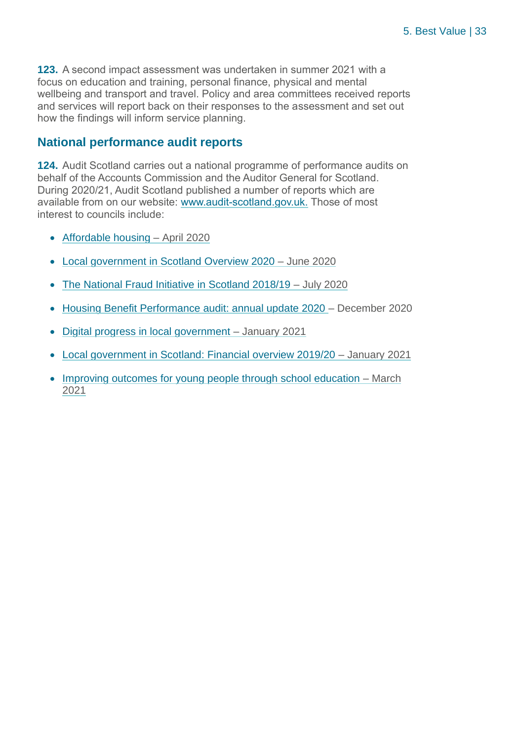**123.** A second impact assessment was undertaken in summer 2021 with a focus on education and training, personal finance, physical and mental wellbeing and transport and travel. Policy and area committees received reports and services will report back on their responses to the assessment and set out how the findings will inform service planning.

## National performance audit reports

**124.** Audit Scotland carries out a national programme of performance audits on behalf of the Accounts Commission and the Auditor General for Scotland. During 2020/21, Audit Scotland published a number of reports which are available from on our website: www.audit-scotland.gov.uk. Those of most interest to councils include:

- Affordable housing – April 2020
- Local government in Scotland Overview 2020 – June 2020
- The National Fraud Initiative in Scotland 2018/19 – July 2020
- Housing Benefit Performance audit: annual update 2020 – December 2020
- Digital progress in local government – January 2021
- Local government in Scotland: Financial overview 2019/20 – January 2021
- Improving outcomes for young people through school education – March 2021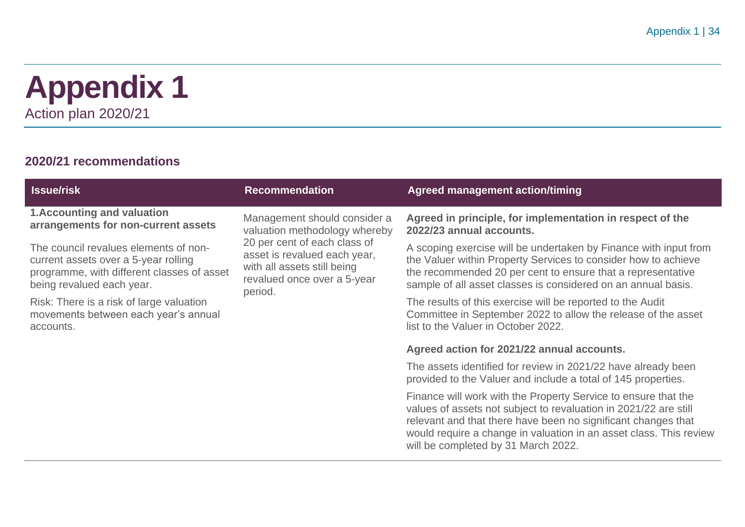# Appendix 1

Action plan 2020/21

## 2020/21 recommendations

| Issue/risk | Recommendation | Agreed management action/timing |
| --- | --- | --- |
| **1.Accounting and valuation arrangements for non-current assets**<br><br>The council revalues elements of non-current assets over a 5-year rolling programme, with different classes of asset being revalued each year.<br><br>Risk: There is a risk of large valuation movements between each year's annual accounts. | Management should consider a valuation methodology whereby 20 per cent of each class of asset is revalued each year, with all assets still being revalued once over a 5-year period. | **Agreed in principle, for implementation in respect of the 2022/23 annual accounts.**<br><br>A scoping exercise will be undertaken by Finance with input from the Valuer within Property Services to consider how to achieve the recommended 20 per cent to ensure that a representative sample of all asset classes is considered on an annual basis.<br><br>The results of this exercise will be reported to the Audit Committee in September 2022 to allow the release of the asset list to the Valuer in October 2022.<br><br>**Agreed action for 2021/22 annual accounts.**<br><br>The assets identified for review in 2021/22 have already been provided to the Valuer and include a total of 145 properties.<br><br>Finance will work with the Property Service to ensure that the values of assets not subject to revaluation in 2021/22 are still relevant and that there have been no significant changes that would require a change in valuation in an asset class. This review will be completed by 31 March 2022. |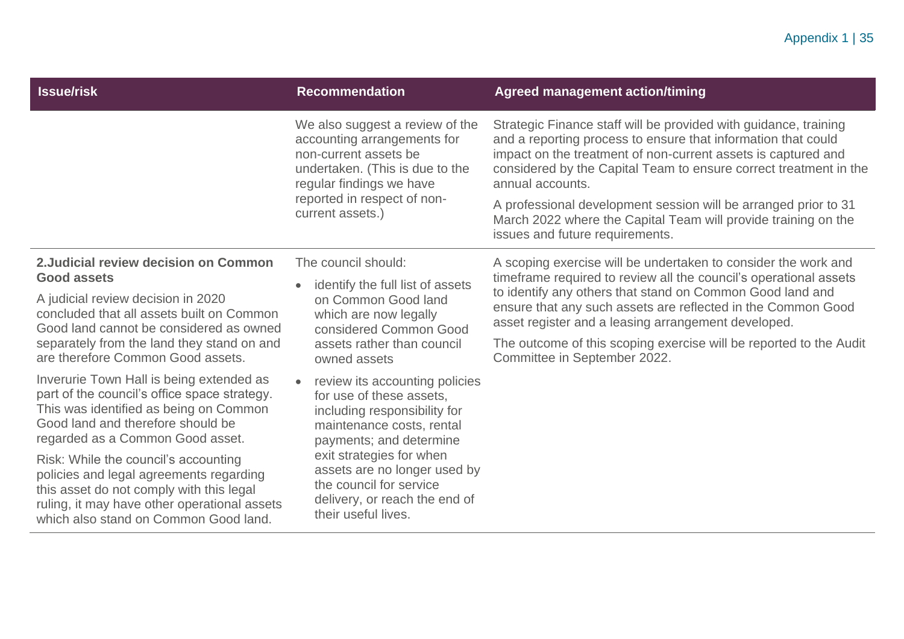| Issue/risk | Recommendation | Agreed management action/timing |
| --- | --- | --- |
| | We also suggest a review of the accounting arrangements for non-current assets be undertaken. (This is due to the regular findings we have reported in respect of non-current assets.) | Strategic Finance staff will be provided with guidance, training and a reporting process to ensure that information that could impact on the treatment of non-current assets is captured and considered by the Capital Team to ensure correct treatment in the annual accounts.<br><br>A professional development session will be arranged prior to 31 March 2022 where the Capital Team will provide training on the issues and future requirements. |
| **2.Judicial review decision on Common Good assets**<br><br>A judicial review decision in 2020 concluded that all assets built on Common Good land cannot be considered as owned separately from the land they stand on and are therefore Common Good assets.<br><br>Inverurie Town Hall is being extended as part of the council's office space strategy. This was identified as being on Common Good land and therefore should be regarded as a Common Good asset.<br><br>Risk: While the council's accounting policies and legal agreements regarding this asset do not comply with this legal ruling, it may have other operational assets which also stand on Common Good land. | The council should:<br><br>• identify the full list of assets on Common Good land which are now legally considered Common Good assets rather than council owned assets<br><br>• review its accounting policies for use of these assets, including responsibility for maintenance costs, rental payments; and determine exit strategies for when assets are no longer used by the council for service delivery, or reach the end of their useful lives. | A scoping exercise will be undertaken to consider the work and timeframe required to review all the council's operational assets to identify any others that stand on Common Good land and ensure that any such assets are reflected in the Common Good asset register and a leasing arrangement developed.<br><br>The outcome of this scoping exercise will be reported to the Audit Committee in September 2022. |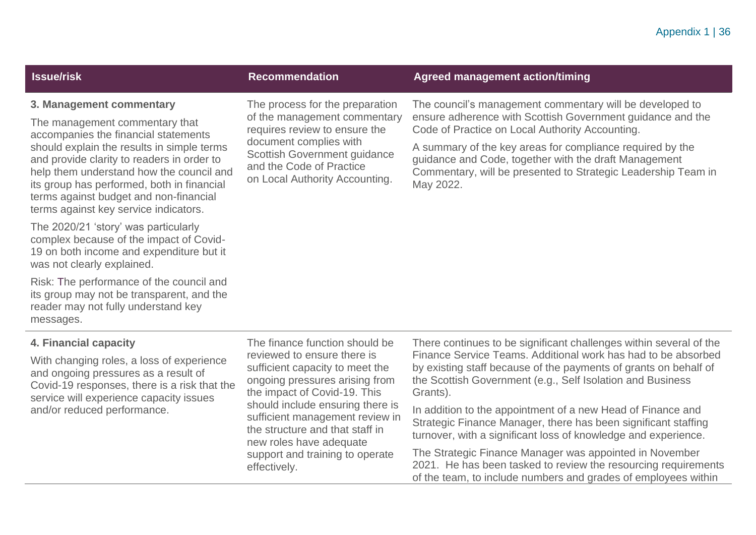| Issue/risk | Recommendation | Agreed management action/timing |
|---|---|---|
| **3. Management commentary**<br><br>The management commentary that accompanies the financial statements should explain the results in simple terms and provide clarity to readers in order to help them understand how the council and its group has performed, both in financial terms against budget and non-financial terms against key service indicators.<br><br>The 2020/21 'story' was particularly complex because of the impact of Covid-19 on both income and expenditure but it was not clearly explained.<br><br>Risk: The performance of the council and its group may not be transparent, and the reader may not fully understand key messages. | The process for the preparation of the management commentary requires review to ensure the document complies with Scottish Government guidance and the Code of Practice on Local Authority Accounting. | The council's management commentary will be developed to ensure adherence with Scottish Government guidance and the Code of Practice on Local Authority Accounting.<br><br>A summary of the key areas for compliance required by the guidance and Code, together with the draft Management Commentary, will be presented to Strategic Leadership Team in May 2022. |
| **4. Financial capacity**<br><br>With changing roles, a loss of experience and ongoing pressures as a result of Covid-19 responses, there is a risk that the service will experience capacity issues and/or reduced performance. | The finance function should be reviewed to ensure there is sufficient capacity to meet the ongoing pressures arising from the impact of Covid-19. This should include ensuring there is sufficient management review in the structure and that staff in new roles have adequate support and training to operate effectively. | There continues to be significant challenges within several of the Finance Service Teams. Additional work has had to be absorbed by existing staff because of the payments of grants on behalf of the Scottish Government (e.g., Self Isolation and Business Grants).<br><br>In addition to the appointment of a new Head of Finance and Strategic Finance Manager, there has been significant staffing turnover, with a significant loss of knowledge and experience.<br><br>The Strategic Finance Manager was appointed in November 2021. He has been tasked to review the resourcing requirements of the team, to include numbers and grades of employees within |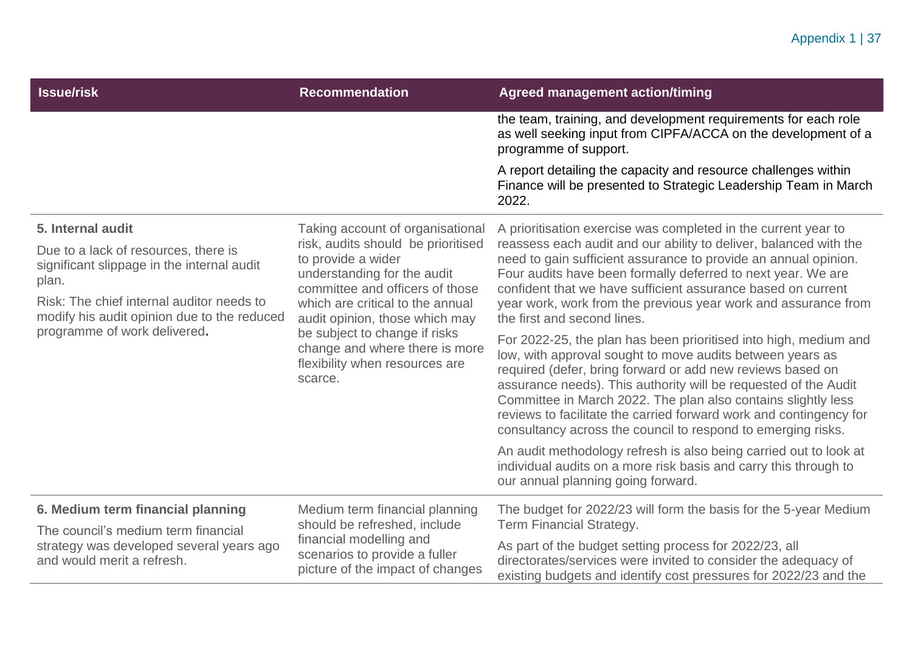| Issue/risk | Recommendation | Agreed management action/timing |
| --- | --- | --- |
| | | the team, training, and development requirements for each role as well seeking input from CIPFA/ACCA on the development of a programme of support.<br><br>A report detailing the capacity and resource challenges within Finance will be presented to Strategic Leadership Team in March 2022. |
| **5. Internal audit**<br><br>Due to a lack of resources, there is significant slippage in the internal audit plan.<br><br>Risk: The chief internal auditor needs to modify his audit opinion due to the reduced programme of work delivered**.** | Taking account of organisational risk, audits should be prioritised to provide a wider understanding for the audit committee and officers of those which are critical to the annual audit opinion, those which may be subject to change if risks change and where there is more flexibility when resources are scarce. | A prioritisation exercise was completed in the current year to reassess each audit and our ability to deliver, balanced with the need to gain sufficient assurance to provide an annual opinion. Four audits have been formally deferred to next year. We are confident that we have sufficient assurance based on current year work, work from the previous year work and assurance from the first and second lines.<br><br>For 2022-25, the plan has been prioritised into high, medium and low, with approval sought to move audits between years as required (defer, bring forward or add new reviews based on assurance needs). This authority will be requested of the Audit Committee in March 2022. The plan also contains slightly less reviews to facilitate the carried forward work and contingency for consultancy across the council to respond to emerging risks.<br><br>An audit methodology refresh is also being carried out to look at individual audits on a more risk basis and carry this through to our annual planning going forward. |
| **6. Medium term financial planning**<br><br>The council's medium term financial strategy was developed several years ago and would merit a refresh. | Medium term financial planning should be refreshed, include financial modelling and scenarios to provide a fuller picture of the impact of changes | The budget for 2022/23 will form the basis for the 5-year Medium Term Financial Strategy.<br><br>As part of the budget setting process for 2022/23, all directorates/services were invited to consider the adequacy of existing budgets and identify cost pressures for 2022/23 and the |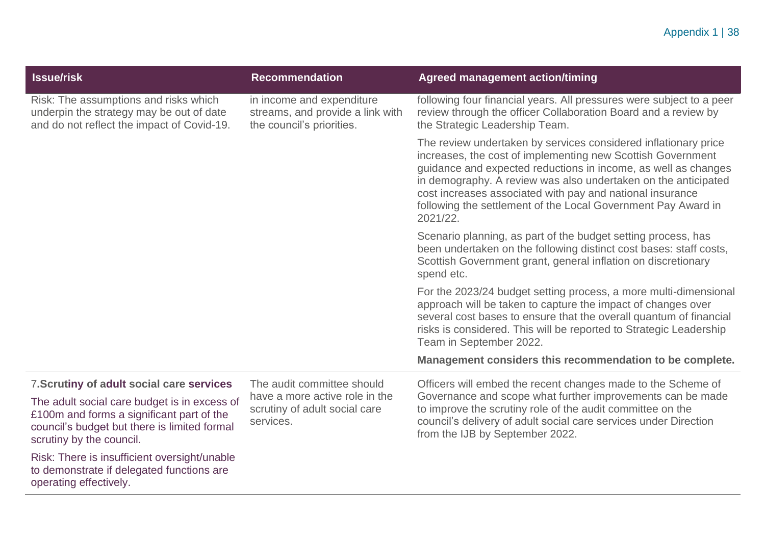| Issue/risk | Recommendation | Agreed management action/timing |
|---|---|---|
| Risk: The assumptions and risks which underpin the strategy may be out of date and do not reflect the impact of Covid-19. | in income and expenditure streams, and provide a link with the council's priorities. | following four financial years. All pressures were subject to a peer review through the officer Collaboration Board and a review by the Strategic Leadership Team.<br><br>The review undertaken by services considered inflationary price increases, the cost of implementing new Scottish Government guidance and expected reductions in income, as well as changes in demography. A review was also undertaken on the anticipated cost increases associated with pay and national insurance following the settlement of the Local Government Pay Award in 2021/22.<br><br>Scenario planning, as part of the budget setting process, has been undertaken on the following distinct cost bases: staff costs, Scottish Government grant, general inflation on discretionary spend etc.<br><br>For the 2023/24 budget setting process, a more multi-dimensional approach will be taken to capture the impact of changes over several cost bases to ensure that the overall quantum of financial risks is considered. This will be reported to Strategic Leadership Team in September 2022.<br><br>**Management considers this recommendation to be complete.** |
| 7.**Scrutiny of adult social care services**<br><br>The adult social care budget is in excess of £100m and forms a significant part of the council's budget but there is limited formal scrutiny by the council.<br><br>Risk: There is insufficient oversight/unable to demonstrate if delegated functions are operating effectively. | The audit committee should have a more active role in the scrutiny of adult social care services. | Officers will embed the recent changes made to the Scheme of Governance and scope what further improvements can be made to improve the scrutiny role of the audit committee on the council's delivery of adult social care services under Direction from the IJB by September 2022. |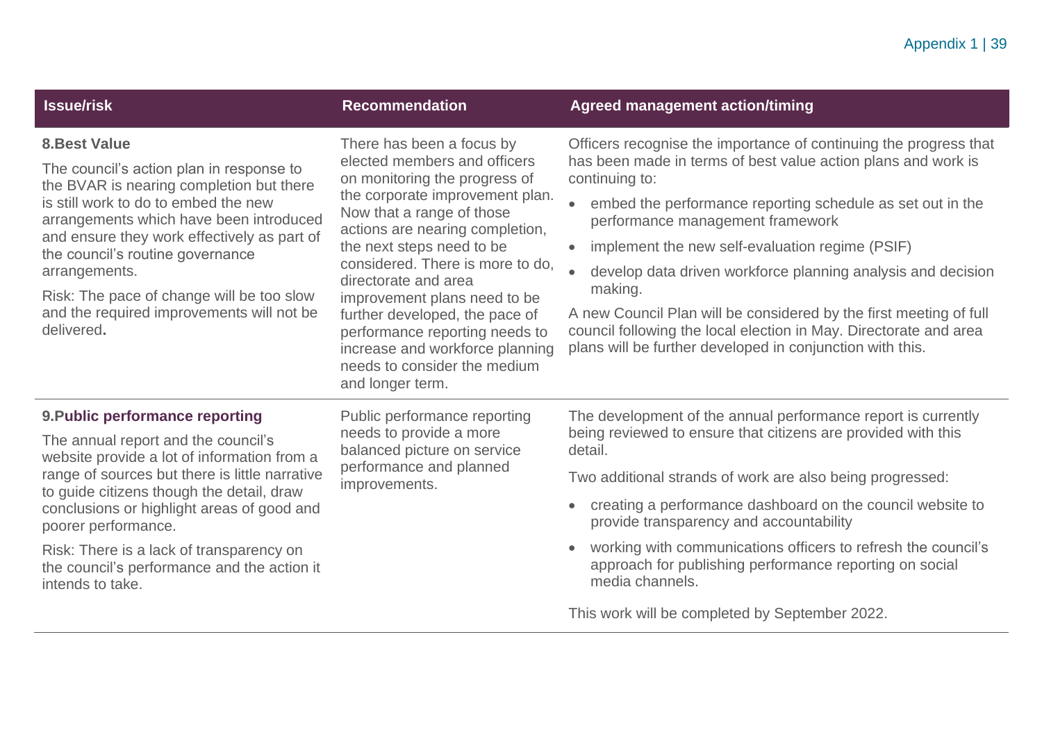| Issue/risk | Recommendation | Agreed management action/timing |
| --- | --- | --- |
| **8.Best Value**<br><br>The council's action plan in response to the BVAR is nearing completion but there is still work to do to embed the new arrangements which have been introduced and ensure they work effectively as part of the council's routine governance arrangements.<br><br>Risk: The pace of change will be too slow and the required improvements will not be delivered**.** | There has been a focus by elected members and officers on monitoring the progress of the corporate improvement plan. Now that a range of those actions are nearing completion, the next steps need to be considered. There is more to do, directorate and area improvement plans need to be further developed, the pace of performance reporting needs to increase and workforce planning needs to consider the medium and longer term. | Officers recognise the importance of continuing the progress that has been made in terms of best value action plans and work is continuing to:<br><br>• embed the performance reporting schedule as set out in the performance management framework<br>• implement the new self-evaluation regime (PSIF)<br>• develop data driven workforce planning analysis and decision making.<br><br>A new Council Plan will be considered by the first meeting of full council following the local election in May. Directorate and area plans will be further developed in conjunction with this. |
| **9.Public performance reporting**<br><br>The annual report and the council's website provide a lot of information from a range of sources but there is little narrative to guide citizens though the detail, draw conclusions or highlight areas of good and poorer performance.<br><br>Risk: There is a lack of transparency on the council's performance and the action it intends to take. | Public performance reporting needs to provide a more balanced picture on service performance and planned improvements. | The development of the annual performance report is currently being reviewed to ensure that citizens are provided with this detail.<br><br>Two additional strands of work are also being progressed:<br><br>• creating a performance dashboard on the council website to provide transparency and accountability<br>• working with communications officers to refresh the council's approach for publishing performance reporting on social media channels.<br><br>This work will be completed by September 2022. |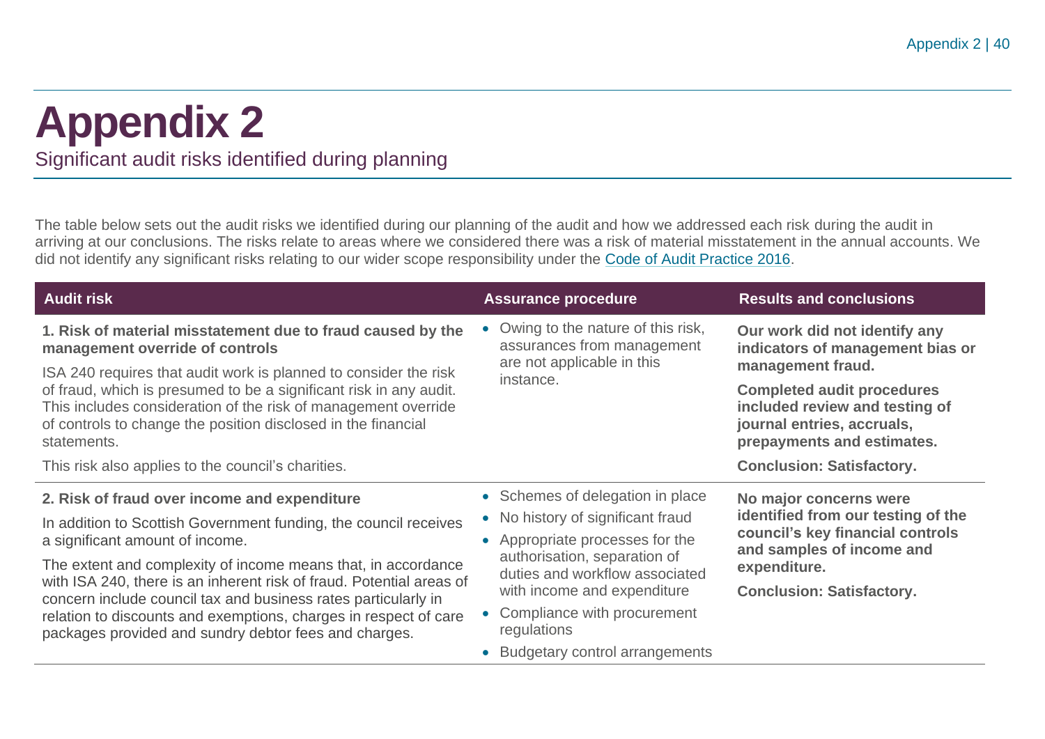# Appendix 2

Significant audit risks identified during planning

The table below sets out the audit risks we identified during our planning of the audit and how we addressed each risk during the audit in arriving at our conclusions. The risks relate to areas where we considered there was a risk of material misstatement in the annual accounts. We did not identify any significant risks relating to our wider scope responsibility under the Code of Audit Practice 2016.

| Audit risk | Assurance procedure | Results and conclusions |
|---|---|---|
| **1. Risk of material misstatement due to fraud caused by the management override of controls**<br><br>ISA 240 requires that audit work is planned to consider the risk of fraud, which is presumed to be a significant risk in any audit. This includes consideration of the risk of management override of controls to change the position disclosed in the financial statements.<br><br>This risk also applies to the council's charities. | • Owing to the nature of this risk, assurances from management are not applicable in this instance. | **Our work did not identify any indicators of management bias or management fraud.**<br><br>**Completed audit procedures included review and testing of journal entries, accruals, prepayments and estimates.**<br><br>**Conclusion: Satisfactory.** |
| **2. Risk of fraud over income and expenditure**<br><br>In addition to Scottish Government funding, the council receives a significant amount of income.<br><br>The extent and complexity of income means that, in accordance with ISA 240, there is an inherent risk of fraud. Potential areas of concern include council tax and business rates particularly in relation to discounts and exemptions, charges in respect of care packages provided and sundry debtor fees and charges. | • Schemes of delegation in place<br>• No history of significant fraud<br>• Appropriate processes for the authorisation, separation of duties and workflow associated with income and expenditure<br>• Compliance with procurement regulations<br>• Budgetary control arrangements | **No major concerns were identified from our testing of the council's key financial controls and samples of income and expenditure.**<br><br>**Conclusion: Satisfactory.** |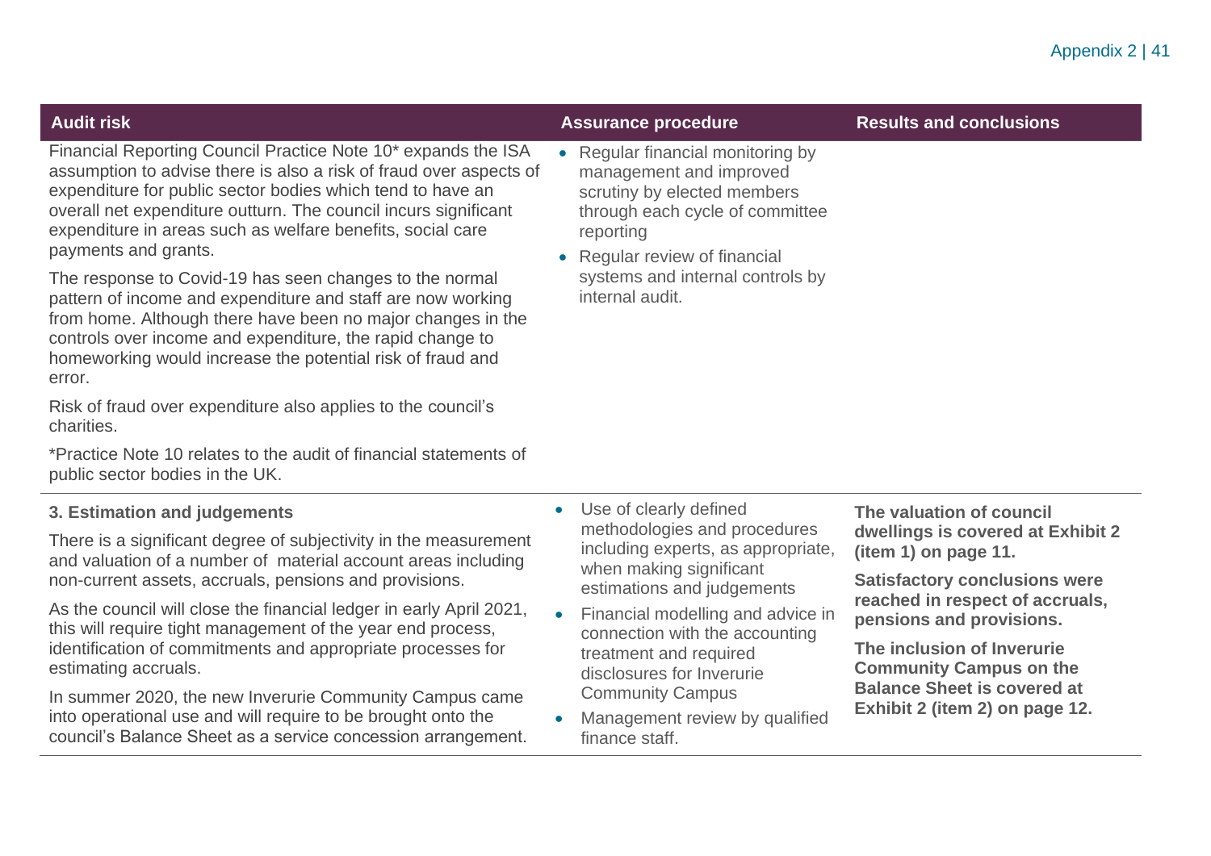| Audit risk | Assurance procedure | Results and conclusions |
| --- | --- | --- |
| Financial Reporting Council Practice Note 10* expands the ISA assumption to advise there is also a risk of fraud over aspects of expenditure for public sector bodies which tend to have an overall net expenditure outturn. The council incurs significant expenditure in areas such as welfare benefits, social care payments and grants.<br><br>The response to Covid-19 has seen changes to the normal pattern of income and expenditure and staff are now working from home. Although there have been no major changes in the controls over income and expenditure, the rapid change to homeworking would increase the potential risk of fraud and error.<br><br>Risk of fraud over expenditure also applies to the council's charities.<br><br>*Practice Note 10 relates to the audit of financial statements of public sector bodies in the UK. | • Regular financial monitoring by management and improved scrutiny by elected members through each cycle of committee reporting<br>• Regular review of financial systems and internal controls by internal audit. | |
| **3. Estimation and judgements**<br><br>There is a significant degree of subjectivity in the measurement and valuation of a number of material account areas including non-current assets, accruals, pensions and provisions.<br><br>As the council will close the financial ledger in early April 2021, this will require tight management of the year end process, identification of commitments and appropriate processes for estimating accruals.<br><br>In summer 2020, the new Inverurie Community Campus came into operational use and will require to be brought onto the council's Balance Sheet as a service concession arrangement. | • Use of clearly defined methodologies and procedures including experts, as appropriate, when making significant estimations and judgements<br>• Financial modelling and advice in connection with the accounting treatment and required disclosures for Inverurie Community Campus<br>• Management review by qualified finance staff. | **The valuation of council dwellings is covered at Exhibit 2 (item 1) on page 11.**<br><br>**Satisfactory conclusions were reached in respect of accruals, pensions and provisions.**<br><br>**The inclusion of Inverurie Community Campus on the Balance Sheet is covered at Exhibit 2 (item 2) on page 12.** |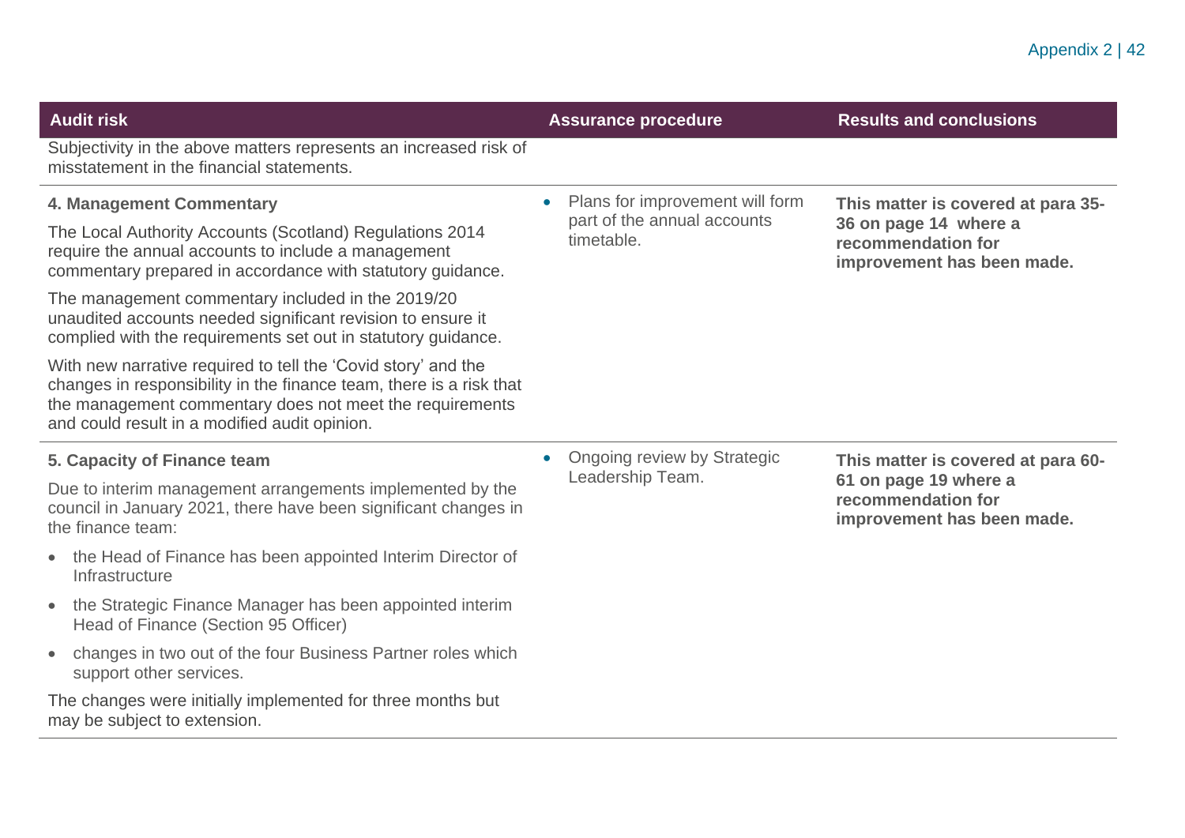| Audit risk | Assurance procedure | Results and conclusions |
|---|---|---|
| Subjectivity in the above matters represents an increased risk of misstatement in the financial statements. | | |
| **4. Management Commentary**<br><br>The Local Authority Accounts (Scotland) Regulations 2014 require the annual accounts to include a management commentary prepared in accordance with statutory guidance.<br><br>The management commentary included in the 2019/20 unaudited accounts needed significant revision to ensure it complied with the requirements set out in statutory guidance.<br><br>With new narrative required to tell the 'Covid story' and the changes in responsibility in the finance team, there is a risk that the management commentary does not meet the requirements and could result in a modified audit opinion. | • Plans for improvement will form part of the annual accounts timetable. | **This matter is covered at para 35-36 on page 14 where a recommendation for improvement has been made.** |
| **5. Capacity of Finance team**<br><br>Due to interim management arrangements implemented by the council in January 2021, there have been significant changes in the finance team:<br><br>• the Head of Finance has been appointed Interim Director of Infrastructure<br>• the Strategic Finance Manager has been appointed interim Head of Finance (Section 95 Officer)<br>• changes in two out of the four Business Partner roles which support other services.<br><br>The changes were initially implemented for three months but may be subject to extension. | • Ongoing review by Strategic Leadership Team. | **This matter is covered at para 60-61 on page 19 where a recommendation for improvement has been made.** |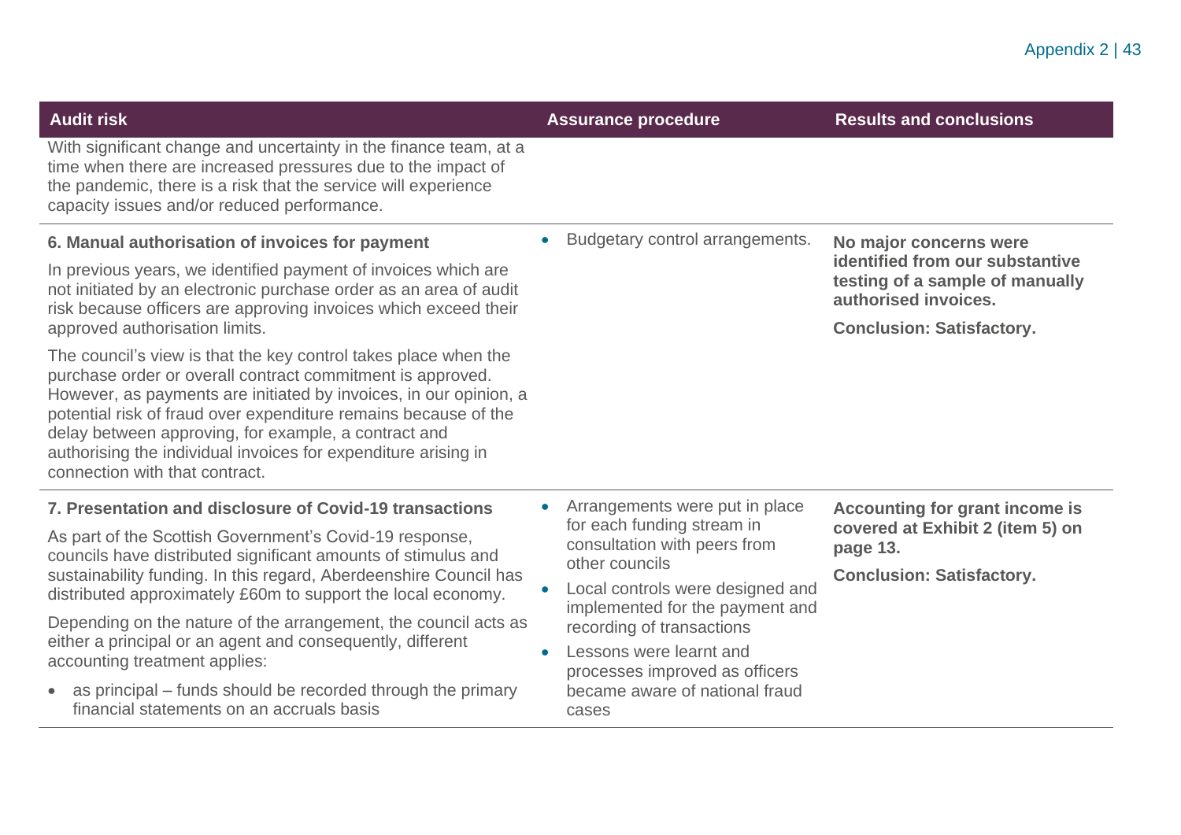| Audit risk | Assurance procedure | Results and conclusions |
| --- | --- | --- |
| With significant change and uncertainty in the finance team, at a time when there are increased pressures due to the impact of the pandemic, there is a risk that the service will experience capacity issues and/or reduced performance. | | |
| **6. Manual authorisation of invoices for payment**<br><br>In previous years, we identified payment of invoices which are not initiated by an electronic purchase order as an area of audit risk because officers are approving invoices which exceed their approved authorisation limits.<br><br>The council's view is that the key control takes place when the purchase order or overall contract commitment is approved. However, as payments are initiated by invoices, in our opinion, a potential risk of fraud over expenditure remains because of the delay between approving, for example, a contract and authorising the individual invoices for expenditure arising in connection with that contract. | • Budgetary control arrangements. | **No major concerns were identified from our substantive testing of a sample of manually authorised invoices.**<br><br>**Conclusion: Satisfactory.** |
| **7. Presentation and disclosure of Covid-19 transactions**<br><br>As part of the Scottish Government's Covid-19 response, councils have distributed significant amounts of stimulus and sustainability funding. In this regard, Aberdeenshire Council has distributed approximately £60m to support the local economy.<br><br>Depending on the nature of the arrangement, the council acts as either a principal or an agent and consequently, different accounting treatment applies:<br><br>• as principal – funds should be recorded through the primary financial statements on an accruals basis | • Arrangements were put in place for each funding stream in consultation with peers from other councils<br>• Local controls were designed and implemented for the payment and recording of transactions<br>• Lessons were learnt and processes improved as officers became aware of national fraud cases | **Accounting for grant income is covered at Exhibit 2 (item 5) on page 13.**<br><br>**Conclusion: Satisfactory.** |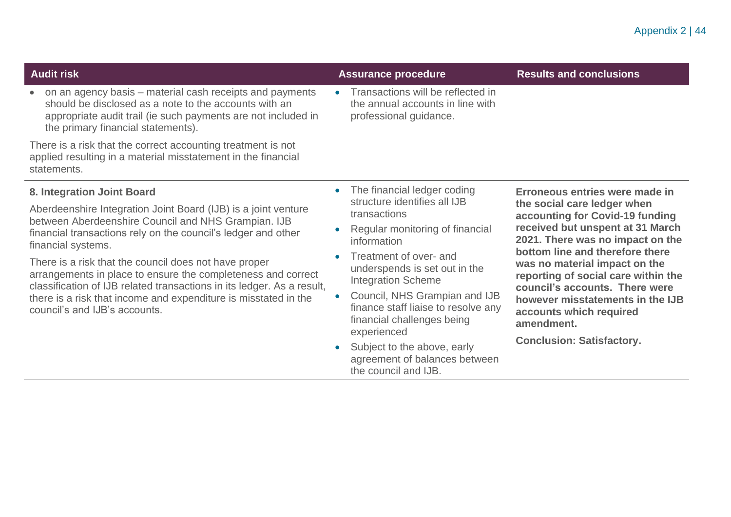| Audit risk | Assurance procedure | Results and conclusions |
|---|---|---|
| • on an agency basis – material cash receipts and payments should be disclosed as a note to the accounts with an appropriate audit trail (ie such payments are not included in the primary financial statements).<br><br>There is a risk that the correct accounting treatment is not applied resulting in a material misstatement in the financial statements. | • Transactions will be reflected in the annual accounts in line with professional guidance. | |
| **8. Integration Joint Board**<br><br>Aberdeenshire Integration Joint Board (IJB) is a joint venture between Aberdeenshire Council and NHS Grampian. IJB financial transactions rely on the council's ledger and other financial systems.<br><br>There is a risk that the council does not have proper arrangements in place to ensure the completeness and correct classification of IJB related transactions in its ledger. As a result, there is a risk that income and expenditure is misstated in the council's and IJB's accounts. | • The financial ledger coding structure identifies all IJB transactions<br>• Regular monitoring of financial information<br>• Treatment of over- and underspends is set out in the Integration Scheme<br>• Council, NHS Grampian and IJB finance staff liaise to resolve any financial challenges being experienced<br>• Subject to the above, early agreement of balances between the council and IJB. | **Erroneous entries were made in the social care ledger when accounting for Covid-19 funding received but unspent at 31 March 2021. There was no impact on the bottom line and therefore there was no material impact on the reporting of social care within the council's accounts. There were however misstatements in the IJB accounts which required amendment.**<br><br>**Conclusion: Satisfactory.** |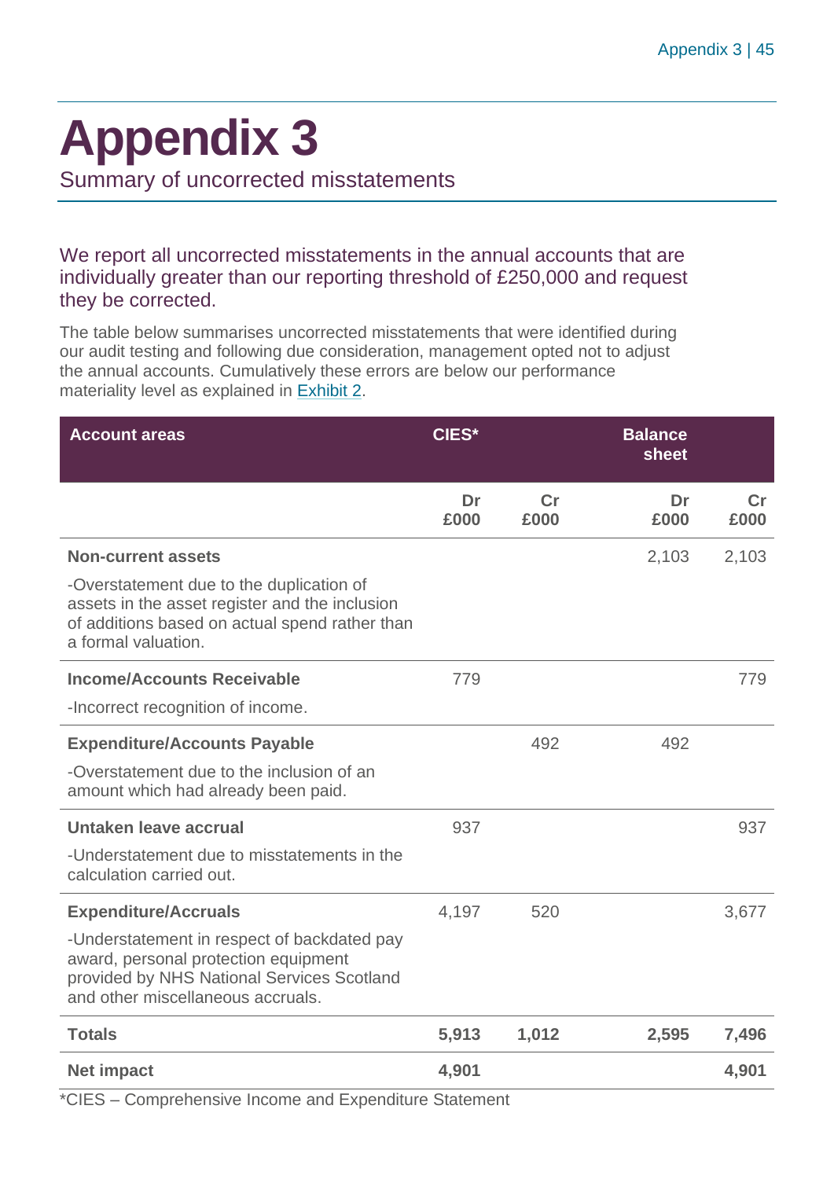# Appendix 3

Summary of uncorrected misstatements

We report all uncorrected misstatements in the annual accounts that are individually greater than our reporting threshold of £250,000 and request they be corrected.

The table below summarises uncorrected misstatements that were identified during our audit testing and following due consideration, management opted not to adjust the annual accounts. Cumulatively these errors are below our performance materiality level as explained in Exhibit 2.

| Account areas | CIES* | | Balance sheet | |
|---|---|---|---|---|
| | Dr £000 | Cr £000 | Dr £000 | Cr £000 |
| **Non-current assets**<br>-Overstatement due to the duplication of assets in the asset register and the inclusion of additions based on actual spend rather than a formal valuation. | | | 2,103 | 2,103 |
| **Income/Accounts Receivable**<br>-Incorrect recognition of income. | 779 | | | 779 |
| **Expenditure/Accounts Payable**<br>-Overstatement due to the inclusion of an amount which had already been paid. | | 492 | 492 | |
| **Untaken leave accrual**<br>-Understatement due to misstatements in the calculation carried out. | 937 | | | 937 |
| **Expenditure/Accruals**<br>-Understatement in respect of backdated pay award, personal protection equipment provided by NHS National Services Scotland and other miscellaneous accruals. | 4,197 | 520 | | 3,677 |
| **Totals** | **5,913** | **1,012** | **2,595** | **7,496** |
| **Net impact** | **4,901** | | | **4,901** |

*CIES – Comprehensive Income and Expenditure Statement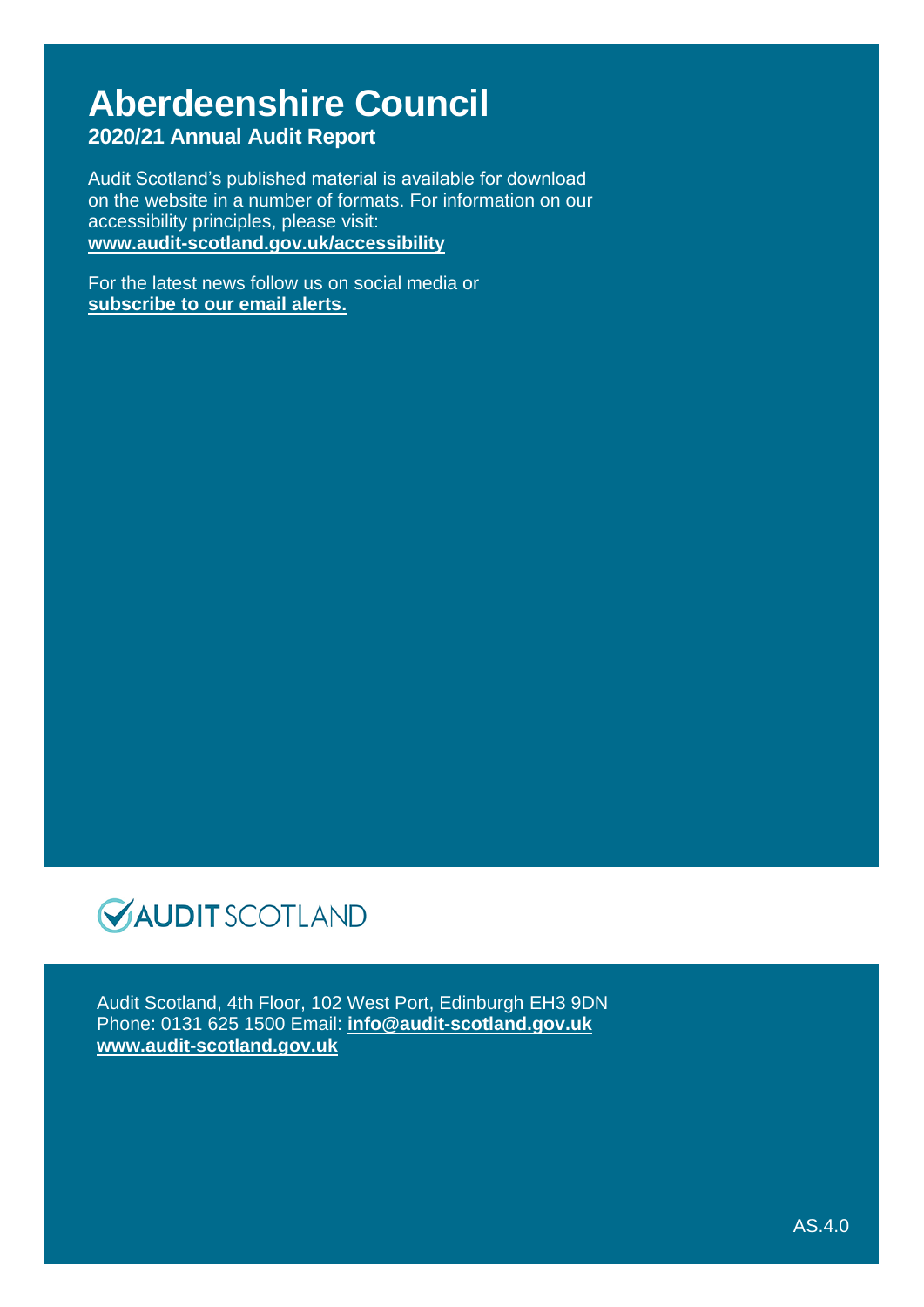# Aberdeenshire Council

## 2020/21 Annual Audit Report

Audit Scotland's published material is available for download on the website in a number of formats. For information on our accessibility principles, please visit:
**www.audit-scotland.gov.uk/accessibility**

For the latest news follow us on social media or
**subscribe to our email alerts.**

AUDIT SCOTLAND

Audit Scotland, 4th Floor, 102 West Port, Edinburgh EH3 9DN
Phone: 0131 625 1500 Email: **info@audit-scotland.gov.uk**
**www.audit-scotland.gov.uk**

AS.4.0